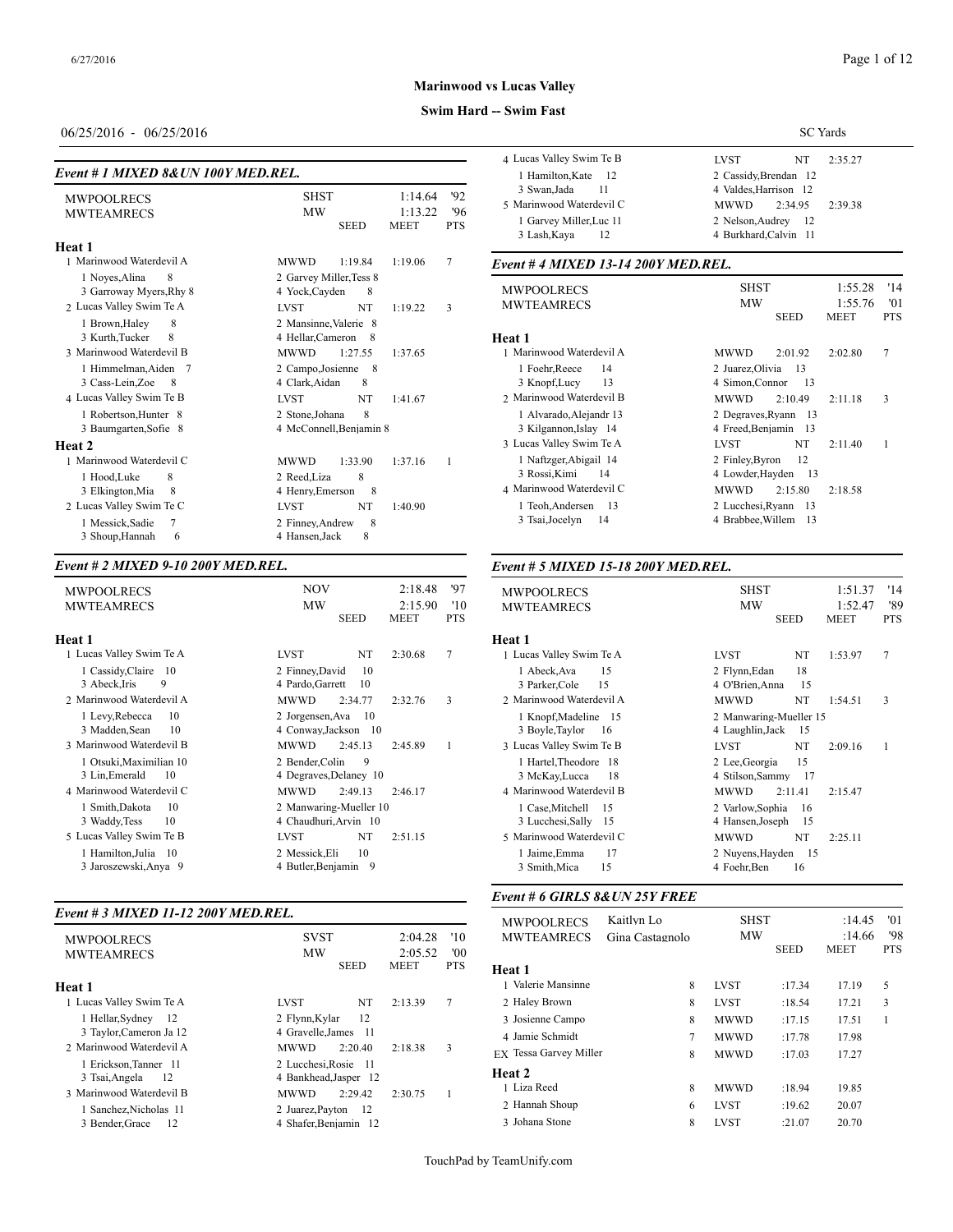**Marinwood vs Lucas Valley**

**Swim Hard -- Swim Fast**

06/25/2016 - 06/25/2016

SC Yards

### *Event # 1 MIXED 8&UN 100Y MED.REL.*

| | | | | |
|---|---|---|---|---|
| MWPOOLRECS | SHST | | 1:14.64 | '92 |
| MWTEAMRECS | MW | | 1:13.22 | '96 |
| | | SEED | MEET | PTS |

**Heat 1**

| Team | | Seed | Meet | Pts |
|---|---|---|---|---|
| 1 Marinwood Waterdevil A | MWWD | 1:19.84 | 1:19.06 | 7 |
| 1 Noyes,Alina 8; 2 Garvey Miller,Tess 8; 3 Garroway Myers,Rhy 8; 4 Yock,Cayden 8 | | | | |
| 2 Lucas Valley Swim Te A | LVST | NT | 1:19.22 | 3 |
| 1 Brown,Haley 8; 2 Mansinne,Valerie 8; 3 Kurth,Tucker 8; 4 Hellar,Cameron 8 | | | | |
| 3 Marinwood Waterdevil B | MWWD | 1:27.55 | 1:37.65 | |
| 1 Himmelman,Aiden 7; 2 Campo,Josienne 8; 3 Cass-Lein,Zoe 8; 4 Clark,Aidan 8 | | | | |
| 4 Lucas Valley Swim Te B | LVST | NT | 1:41.67 | |
| 1 Robertson,Hunter 8; 2 Stone,Johana 8; 3 Baumgarten,Sofie 8; 4 McConnell,Benjamin 8 | | | | |

**Heat 2**

| Team | | Seed | Meet | Pts |
|---|---|---|---|---|
| 1 Marinwood Waterdevil C | MWWD | 1:33.90 | 1:37.16 | 1 |
| 1 Hood,Luke 8; 2 Reed,Liza 8; 3 Elkington,Mia 8; 4 Henry,Emerson 8 | | | | |
| 2 Lucas Valley Swim Te C | LVST | NT | 1:40.90 | |
| 1 Messick,Sadie 7; 2 Finney,Andrew 8; 3 Shoup,Hannah 6; 4 Hansen,Jack 8 | | | | |

### *Event # 2 MIXED 9-10 200Y MED.REL.*

| | | | | |
|---|---|---|---|---|
| MWPOOLRECS | NOV | | 2:18.48 | '97 |
| MWTEAMRECS | MW | | 2:15.90 | '10 |
| | | SEED | MEET | PTS |

**Heat 1**

| Team | | Seed | Meet | Pts |
|---|---|---|---|---|
| 1 Lucas Valley Swim Te A | LVST | NT | 2:30.68 | 7 |
| 1 Cassidy,Claire 10; 2 Finney,David 10; 3 Abeck,Iris 9; 4 Pardo,Garrett 10 | | | | |
| 2 Marinwood Waterdevil A | MWWD | 2:34.77 | 2:32.76 | 3 |
| 1 Levy,Rebecca 10; 2 Jorgensen,Ava 10; 3 Madden,Sean 10; 4 Conway,Jackson 10 | | | | |
| 3 Marinwood Waterdevil B | MWWD | 2:45.13 | 2:45.89 | 1 |
| 1 Otsuki,Maximilian 10; 2 Bender,Colin 9; 3 Lin,Emerald 10; 4 Degraves,Delaney 10 | | | | |
| 4 Marinwood Waterdevil C | MWWD | 2:49.13 | 2:46.17 | |
| 1 Smith,Dakota 10; 2 Manwaring-Mueller 10; 3 Waddy,Tess 10; 4 Chaudhuri,Arvin 10 | | | | |
| 5 Lucas Valley Swim Te B | LVST | NT | 2:51.15 | |
| 1 Hamilton,Julia 10; 2 Messick,Eli 10; 3 Jaroszewski,Anya 9; 4 Butler,Benjamin 9 | | | | |

### *Event # 3 MIXED 11-12 200Y MED.REL.*

| | | | | |
|---|---|---|---|---|
| MWPOOLRECS | SVST | | 2:04.28 | '10 |
| MWTEAMRECS | MW | | 2:05.52 | '00 |
| | | SEED | MEET | PTS |

**Heat 1**

| Team | | Seed | Meet | Pts |
|---|---|---|---|---|
| 1 Lucas Valley Swim Te A | LVST | NT | 2:13.39 | 7 |
| 1 Hellar,Sydney 12; 2 Flynn,Kylar 12; 3 Taylor,Cameron Ja 12; 4 Gravelle,James 11 | | | | |
| 2 Marinwood Waterdevil A | MWWD | 2:20.40 | 2:18.38 | 3 |
| 1 Erickson,Tanner 11; 2 Lucchesi,Rosie 11; 3 Tsai,Angela 12; 4 Bankhead,Jasper 12 | | | | |
| 3 Marinwood Waterdevil B | MWWD | 2:29.42 | 2:30.75 | 1 |
| 1 Sanchez,Nicholas 11; 2 Juarez,Payton 12; 3 Bender,Grace 12; 4 Shafer,Benjamin 12 | | | | |
| 4 Lucas Valley Swim Te B | LVST | NT | 2:35.27 | |
| 1 Hamilton,Kate 12; 2 Cassidy,Brendan 12; 3 Swan,Jada 11; 4 Valdes,Harrison 12 | | | | |
| 5 Marinwood Waterdevil C | MWWD | 2:34.95 | 2:39.38 | |
| 1 Garvey Miller,Luc 11; 2 Nelson,Audrey 12; 3 Lash,Kaya 12; 4 Burkhard,Calvin 11 | | | | |

### *Event # 4 MIXED 13-14 200Y MED.REL.*

| | | | | |
|---|---|---|---|---|
| MWPOOLRECS | SHST | | 1:55.28 | '14 |
| MWTEAMRECS | MW | | 1:55.76 | '01 |
| | | SEED | MEET | PTS |

**Heat 1**

| Team | | Seed | Meet | Pts |
|---|---|---|---|---|
| 1 Marinwood Waterdevil A | MWWD | 2:01.92 | 2:02.80 | 7 |
| 1 Foehr,Reece 14; 2 Juarez,Olivia 13; 3 Knopf,Lucy 13; 4 Simon,Connor 13 | | | | |
| 2 Marinwood Waterdevil B | MWWD | 2:10.49 | 2:11.18 | 3 |
| 1 Alvarado,Alejandr 13; 2 Degraves,Ryann 13; 3 Kilgannon,Islay 14; 4 Freed,Benjamin 13 | | | | |
| 3 Lucas Valley Swim Te A | LVST | NT | 2:11.40 | 1 |
| 1 Naftzger,Abigail 14; 2 Finley,Byron 12; 3 Rossi,Kimi 14; 4 Lowder,Hayden 13 | | | | |
| 4 Marinwood Waterdevil C | MWWD | 2:15.80 | 2:18.58 | |
| 1 Teoh,Andersen 13; 2 Lucchesi,Ryann 13; 3 Tsai,Jocelyn 14; 4 Brabbee,Willem 13 | | | | |

### *Event # 5 MIXED 15-18 200Y MED.REL.*

| | | | | |
|---|---|---|---|---|
| MWPOOLRECS | SHST | | 1:51.37 | '14 |
| MWTEAMRECS | MW | | 1:52.47 | '89 |
| | | SEED | MEET | PTS |

**Heat 1**

| Team | | Seed | Meet | Pts |
|---|---|---|---|---|
| 1 Lucas Valley Swim Te A | LVST | NT | 1:53.97 | 7 |
| 1 Abeck,Ava 15; 2 Flynn,Edan 18; 3 Parker,Cole 15; 4 O'Brien,Anna 15 | | | | |
| 2 Marinwood Waterdevil A | MWWD | NT | 1:54.51 | 3 |
| 1 Knopf,Madeline 15; 2 Manwaring-Mueller 15; 3 Boyle,Taylor 16; 4 Laughlin,Jack 15 | | | | |
| 3 Lucas Valley Swim Te B | LVST | NT | 2:09.16 | 1 |
| 1 Hartel,Theodore 18; 2 Lee,Georgia 15; 3 McKay,Lucca 18; 4 Stilson,Sammy 17 | | | | |
| 4 Marinwood Waterdevil B | MWWD | 2:11.41 | 2:15.47 | |
| 1 Case,Mitchell 15; 2 Varlow,Sophia 16; 3 Lucchesi,Sally 15; 4 Hansen,Joseph 15 | | | | |
| 5 Marinwood Waterdevil C | MWWD | NT | 2:25.11 | |
| 1 Jaime,Emma 17; 2 Nuyens,Hayden 15; 3 Smith,Mica 15; 4 Foehr,Ben 16 | | | | |

### *Event # 6 GIRLS 8&UN 25Y FREE*

| | | | | | | |
|---|---|---|---|---|---|---|
| MWPOOLRECS | Kaitlyn Lo | | SHST | | :14.45 | '01 |
| MWTEAMRECS | Gina Castagnolo | | MW | | :14.66 | '98 |
| | | | | SEED | MEET | PTS |

**Heat 1**

| Name | Age | Team | Seed | Meet | Pts |
|---|---|---|---|---|---|
| 1 Valerie Mansinne | 8 | LVST | :17.34 | 17.19 | 5 |
| 2 Haley Brown | 8 | LVST | :18.54 | 17.21 | 3 |
| 3 Josienne Campo | 8 | MWWD | :17.15 | 17.51 | 1 |
| 4 Jamie Schmidt | 7 | MWWD | :17.78 | 17.98 | |
| EX Tessa Garvey Miller | 8 | MWWD | :17.03 | 17.27 | |

**Heat 2**

| Name | Age | Team | Seed | Meet | Pts |
|---|---|---|---|---|---|
| 1 Liza Reed | 8 | MWWD | :18.94 | 19.85 | |
| 2 Hannah Shoup | 6 | LVST | :19.62 | 20.07 | |
| 3 Johana Stone | 8 | LVST | :21.07 | 20.70 | |

TouchPad by TeamUnify.com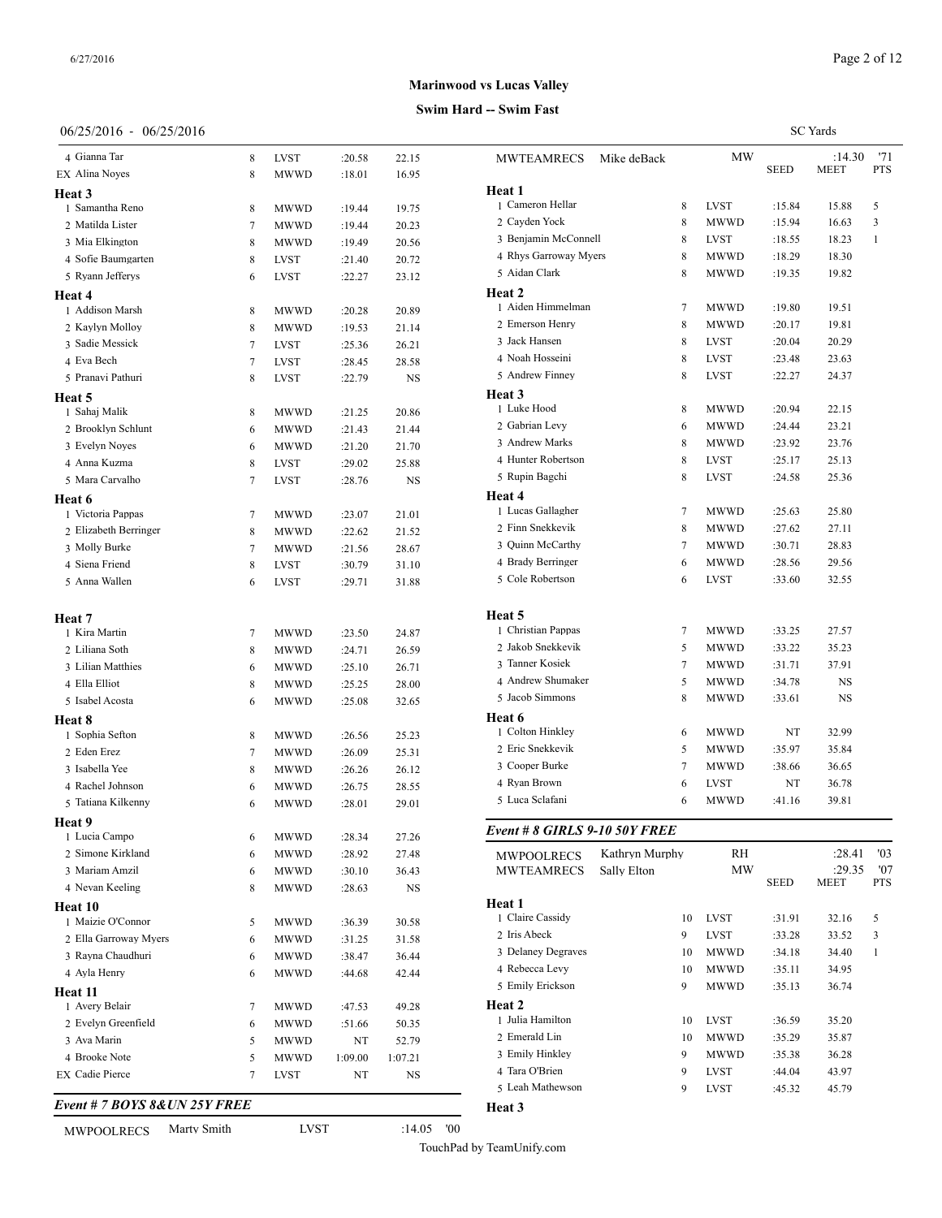# Marinwood vs Lucas Valley

## Swim Hard -- Swim Fast

06/25/2016 - 06/25/2016

SC Yards

| Place | Name | Age | Team | Seed | Finals |
|---|---|---|---|---|---|
| 4 | Gianna Tar | 8 | LVST | :20.58 | 22.15 |
| EX | Alina Noyes | 8 | MWWD | :18.01 | 16.95 |
| **Heat 3** | | | | | |
| 1 | Samantha Reno | 8 | MWWD | :19.44 | 19.75 |
| 2 | Matilda Lister | 7 | MWWD | :19.44 | 20.23 |
| 3 | Mia Elkington | 8 | MWWD | :19.49 | 20.56 |
| 4 | Sofie Baumgarten | 8 | LVST | :21.40 | 20.72 |
| 5 | Ryann Jefferys | 6 | LVST | :22.27 | 23.12 |
| **Heat 4** | | | | | |
| 1 | Addison Marsh | 8 | MWWD | :20.28 | 20.89 |
| 2 | Kaylyn Molloy | 8 | MWWD | :19.53 | 21.14 |
| 3 | Sadie Messick | 7 | LVST | :25.36 | 26.21 |
| 4 | Eva Bech | 7 | LVST | :28.45 | 28.58 |
| 5 | Pranavi Pathuri | 8 | LVST | :22.79 | NS |
| **Heat 5** | | | | | |
| 1 | Sahaj Malik | 8 | MWWD | :21.25 | 20.86 |
| 2 | Brooklyn Schlunt | 6 | MWWD | :21.43 | 21.44 |
| 3 | Evelyn Noyes | 6 | MWWD | :21.20 | 21.70 |
| 4 | Anna Kuzma | 8 | LVST | :29.02 | 25.88 |
| 5 | Mara Carvalho | 7 | LVST | :28.76 | NS |
| **Heat 6** | | | | | |
| 1 | Victoria Pappas | 7 | MWWD | :23.07 | 21.01 |
| 2 | Elizabeth Berringer | 8 | MWWD | :22.62 | 21.52 |
| 3 | Molly Burke | 7 | MWWD | :21.56 | 28.67 |
| 4 | Siena Friend | 8 | LVST | :30.79 | 31.10 |
| 5 | Anna Wallen | 6 | LVST | :29.71 | 31.88 |
| **Heat 7** | | | | | |
| 1 | Kira Martin | 7 | MWWD | :23.50 | 24.87 |
| 2 | Liliana Soth | 8 | MWWD | :24.71 | 26.59 |
| 3 | Lilian Matthies | 6 | MWWD | :25.10 | 26.71 |
| 4 | Ella Elliot | 8 | MWWD | :25.25 | 28.00 |
| 5 | Isabel Acosta | 6 | MWWD | :25.08 | 32.65 |
| **Heat 8** | | | | | |
| 1 | Sophia Sefton | 8 | MWWD | :26.56 | 25.23 |
| 2 | Eden Erez | 7 | MWWD | :26.09 | 25.31 |
| 3 | Isabella Yee | 8 | MWWD | :26.26 | 26.12 |
| 4 | Rachel Johnson | 6 | MWWD | :26.75 | 28.55 |
| 5 | Tatiana Kilkenny | 6 | MWWD | :28.01 | 29.01 |
| **Heat 9** | | | | | |
| 1 | Lucia Campo | 6 | MWWD | :28.34 | 27.26 |
| 2 | Simone Kirkland | 6 | MWWD | :28.92 | 27.48 |
| 3 | Mariam Amzil | 6 | MWWD | :30.10 | 36.43 |
| 4 | Nevan Keeling | 8 | MWWD | :28.63 | NS |
| **Heat 10** | | | | | |
| 1 | Maizie O'Connor | 5 | MWWD | :36.39 | 30.58 |
| 2 | Ella Garroway Myers | 6 | MWWD | :31.25 | 31.58 |
| 3 | Rayna Chaudhuri | 6 | MWWD | :38.47 | 36.44 |
| 4 | Ayla Henry | 6 | MWWD | :44.68 | 42.44 |
| **Heat 11** | | | | | |
| 1 | Avery Belair | 7 | MWWD | :47.53 | 49.28 |
| 2 | Evelyn Greenfield | 6 | MWWD | :51.66 | 50.35 |
| 3 | Ava Marin | 5 | MWWD | NT | 52.79 |
| 4 | Brooke Note | 5 | MWWD | 1:09.00 | 1:07.21 |
| EX | Cadie Pierce | 7 | LVST | NT | NS |

### *Event # 7 BOYS 8&UN 25Y FREE*

| Record | Name | Team | Time | Year |
|---|---|---|---|---|
| MWPOOLRECS | Marty Smith | LVST | :14.05 | '00 |
| MWTEAMRECS | Mike deBack | MW | :14.30 | '71 |

| Place | Name | Age | Team | Seed | Meet | Pts |
|---|---|---|---|---|---|---|
| **Heat 1** | | | | | | |
| 1 | Cameron Hellar | 8 | LVST | :15.84 | 15.88 | 5 |
| 2 | Cayden Yock | 8 | MWWD | :15.94 | 16.63 | 3 |
| 3 | Benjamin McConnell | 8 | LVST | :18.55 | 18.23 | 1 |
| 4 | Rhys Garroway Myers | 8 | MWWD | :18.29 | 18.30 | |
| 5 | Aidan Clark | 8 | MWWD | :19.35 | 19.82 | |
| **Heat 2** | | | | | | |
| 1 | Aiden Himmelman | 7 | MWWD | :19.80 | 19.51 | |
| 2 | Emerson Henry | 8 | MWWD | :20.17 | 19.81 | |
| 3 | Jack Hansen | 8 | LVST | :20.04 | 20.29 | |
| 4 | Noah Hosseini | 8 | LVST | :23.48 | 23.63 | |
| 5 | Andrew Finney | 8 | LVST | :22.27 | 24.37 | |
| **Heat 3** | | | | | | |
| 1 | Luke Hood | 8 | MWWD | :20.94 | 22.15 | |
| 2 | Gabrian Levy | 6 | MWWD | :24.44 | 23.21 | |
| 3 | Andrew Marks | 8 | MWWD | :23.92 | 23.76 | |
| 4 | Hunter Robertson | 8 | LVST | :25.17 | 25.13 | |
| 5 | Rupin Bagchi | 8 | LVST | :24.58 | 25.36 | |
| **Heat 4** | | | | | | |
| 1 | Lucas Gallagher | 7 | MWWD | :25.63 | 25.80 | |
| 2 | Finn Snekkevik | 8 | MWWD | :27.62 | 27.11 | |
| 3 | Quinn McCarthy | 7 | MWWD | :30.71 | 28.83 | |
| 4 | Brady Berringer | 6 | MWWD | :28.56 | 29.56 | |
| 5 | Cole Robertson | 6 | LVST | :33.60 | 32.55 | |
| **Heat 5** | | | | | | |
| 1 | Christian Pappas | 7 | MWWD | :33.25 | 27.57 | |
| 2 | Jakob Snekkevik | 5 | MWWD | :33.22 | 35.23 | |
| 3 | Tanner Kosiek | 7 | MWWD | :31.71 | 37.91 | |
| 4 | Andrew Shumaker | 5 | MWWD | :34.78 | NS | |
| 5 | Jacob Simmons | 8 | MWWD | :33.61 | NS | |
| **Heat 6** | | | | | | |
| 1 | Colton Hinkley | 6 | MWWD | NT | 32.99 | |
| 2 | Eric Snekkevik | 5 | MWWD | :35.97 | 35.84 | |
| 3 | Cooper Burke | 7 | MWWD | :38.66 | 36.65 | |
| 4 | Ryan Brown | 6 | LVST | NT | 36.78 | |
| 5 | Luca Sclafani | 6 | MWWD | :41.16 | 39.81 | |

### *Event # 8 GIRLS 9-10 50Y FREE*

| Record | Name | Team | Time | Year |
|---|---|---|---|---|
| MWPOOLRECS | Kathryn Murphy | RH | :28.41 | '03 |
| MWTEAMRECS | Sally Elton | MW | :29.35 | '07 |

| Place | Name | Age | Team | Seed | Meet | Pts |
|---|---|---|---|---|---|---|
| **Heat 1** | | | | | | |
| 1 | Claire Cassidy | 10 | LVST | :31.91 | 32.16 | 5 |
| 2 | Iris Abeck | 9 | LVST | :33.28 | 33.52 | 3 |
| 3 | Delaney Degraves | 10 | MWWD | :34.18 | 34.40 | 1 |
| 4 | Rebecca Levy | 10 | MWWD | :35.11 | 34.95 | |
| 5 | Emily Erickson | 9 | MWWD | :35.13 | 36.74 | |
| **Heat 2** | | | | | | |
| 1 | Julia Hamilton | 10 | LVST | :36.59 | 35.20 | |
| 2 | Emerald Lin | 10 | MWWD | :35.29 | 35.87 | |
| 3 | Emily Hinkley | 9 | MWWD | :35.38 | 36.28 | |
| 4 | Tara O'Brien | 9 | LVST | :44.04 | 43.97 | |
| 5 | Leah Mathewson | 9 | LVST | :45.32 | 45.79 | |

**Heat 3**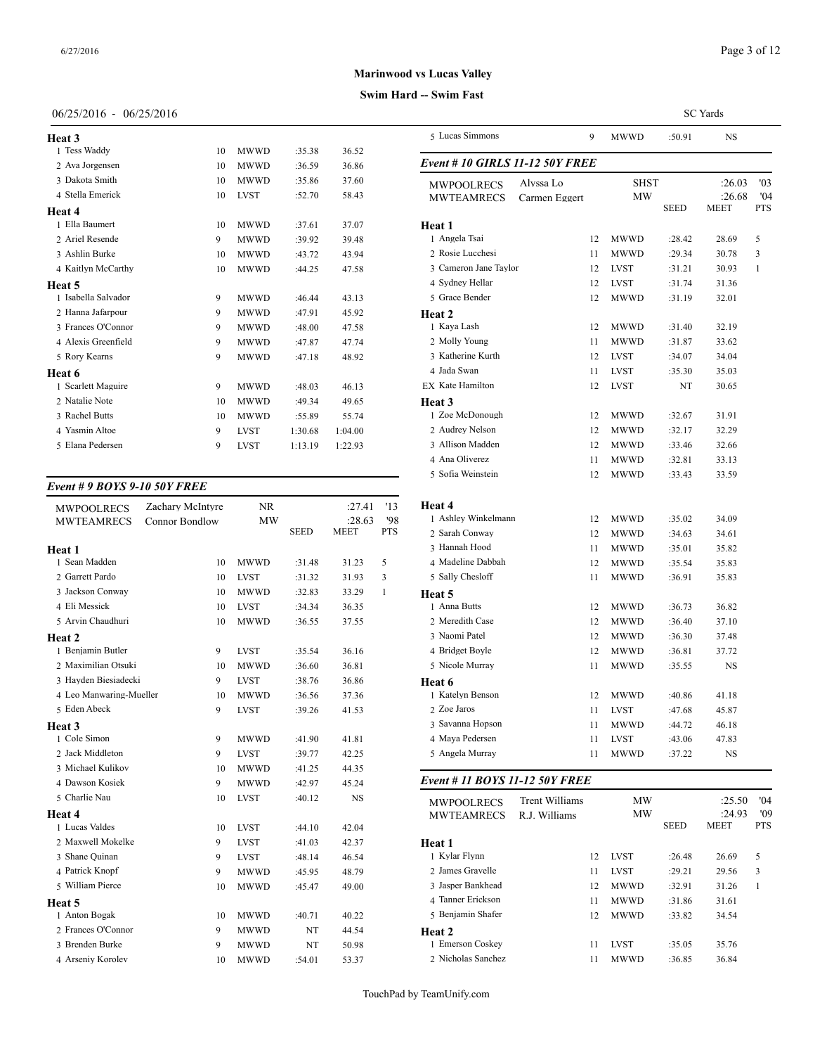**Marinwood vs Lucas Valley**

**Swim Hard -- Swim Fast**

06/25/2016 - 06/25/2016 SC Yards

**Heat 3**

| | Name | Age | Team | Seed | Meet | Pts |
|---|---|---|---|---|---|---|
| 1 | Tess Waddy | 10 | MWWD | :35.38 | 36.52 | |
| 2 | Ava Jorgensen | 10 | MWWD | :36.59 | 36.86 | |
| 3 | Dakota Smith | 10 | MWWD | :35.86 | 37.60 | |
| 4 | Stella Emerick | 10 | LVST | :52.70 | 58.43 | |

**Heat 4**

| | Name | Age | Team | Seed | Meet | Pts |
|---|---|---|---|---|---|---|
| 1 | Ella Baumert | 10 | MWWD | :37.61 | 37.07 | |
| 2 | Ariel Resende | 9 | MWWD | :39.92 | 39.48 | |
| 3 | Ashlin Burke | 10 | MWWD | :43.72 | 43.94 | |
| 4 | Kaitlyn McCarthy | 10 | MWWD | :44.25 | 47.58 | |

**Heat 5**

| | Name | Age | Team | Seed | Meet | Pts |
|---|---|---|---|---|---|---|
| 1 | Isabella Salvador | 9 | MWWD | :46.44 | 43.13 | |
| 2 | Hanna Jafarpour | 9 | MWWD | :47.91 | 45.92 | |
| 3 | Frances O'Connor | 9 | MWWD | :48.00 | 47.58 | |
| 4 | Alexis Greenfield | 9 | MWWD | :47.87 | 47.74 | |
| 5 | Rory Kearns | 9 | MWWD | :47.18 | 48.92 | |

**Heat 6**

| | Name | Age | Team | Seed | Meet | Pts |
|---|---|---|---|---|---|---|
| 1 | Scarlett Maguire | 9 | MWWD | :48.03 | 46.13 | |
| 2 | Natalie Note | 10 | MWWD | :49.34 | 49.65 | |
| 3 | Rachel Butts | 10 | MWWD | :55.89 | 55.74 | |
| 4 | Yasmin Altoe | 9 | LVST | 1:30.68 | 1:04.00 | |
| 5 | Elana Pedersen | 9 | LVST | 1:13.19 | 1:22.93 | |

### *Event # 9 BOYS 9-10 50Y FREE*

| | | | | | |
|---|---|---|---|---|---|
| MWPOOLRECS | Zachary McIntyre | NR | | :27.41 | '13 |
| MWTEAMRECS | Connor Bondlow | MW | | :28.63 | '98 |
| | | | SEED | MEET | PTS |

**Heat 1**

| | Name | Age | Team | Seed | Meet | Pts |
|---|---|---|---|---|---|---|
| 1 | Sean Madden | 10 | MWWD | :31.48 | 31.23 | 5 |
| 2 | Garrett Pardo | 10 | LVST | :31.32 | 31.93 | 3 |
| 3 | Jackson Conway | 10 | MWWD | :32.83 | 33.29 | 1 |
| 4 | Eli Messick | 10 | LVST | :34.34 | 36.35 | |
| 5 | Arvin Chaudhuri | 10 | MWWD | :36.55 | 37.55 | |

**Heat 2**

| | Name | Age | Team | Seed | Meet | Pts |
|---|---|---|---|---|---|---|
| 1 | Benjamin Butler | 9 | LVST | :35.54 | 36.16 | |
| 2 | Maximilian Otsuki | 10 | MWWD | :36.60 | 36.81 | |
| 3 | Hayden Biesiadecki | 9 | LVST | :38.76 | 36.86 | |
| 4 | Leo Manwaring-Mueller | 10 | MWWD | :36.56 | 37.36 | |
| 5 | Eden Abeck | 9 | LVST | :39.26 | 41.53 | |

**Heat 3**

| | Name | Age | Team | Seed | Meet | Pts |
|---|---|---|---|---|---|---|
| 1 | Cole Simon | 9 | MWWD | :41.90 | 41.81 | |
| 2 | Jack Middleton | 9 | LVST | :39.77 | 42.25 | |
| 3 | Michael Kulikov | 10 | MWWD | :41.25 | 44.35 | |
| 4 | Dawson Kosiek | 9 | MWWD | :42.97 | 45.24 | |
| 5 | Charlie Nau | 10 | LVST | :40.12 | NS | |

**Heat 4**

| | Name | Age | Team | Seed | Meet | Pts |
|---|---|---|---|---|---|---|
| 1 | Lucas Valdes | 10 | LVST | :44.10 | 42.04 | |
| 2 | Maxwell Mokelke | 9 | LVST | :41.03 | 42.37 | |
| 3 | Shane Quinan | 9 | LVST | :48.14 | 46.54 | |
| 4 | Patrick Knopf | 9 | MWWD | :45.95 | 48.79 | |
| 5 | William Pierce | 10 | MWWD | :45.47 | 49.00 | |

**Heat 5**

| | Name | Age | Team | Seed | Meet | Pts |
|---|---|---|---|---|---|---|
| 1 | Anton Bogak | 10 | MWWD | :40.71 | 40.22 | |
| 2 | Frances O'Connor | 9 | MWWD | NT | 44.54 | |
| 3 | Brenden Burke | 9 | MWWD | NT | 50.98 | |
| 4 | Arseniy Korolev | 10 | MWWD | :54.01 | 53.37 | |
| 5 | Lucas Simmons | 9 | MWWD | :50.91 | NS | |

### *Event # 10 GIRLS 11-12 50Y FREE*

| | | | | | |
|---|---|---|---|---|---|
| MWPOOLRECS | Alyssa Lo | SHST | | :26.03 | '03 |
| MWTEAMRECS | Carmen Eggert | MW | | :26.68 | '04 |
| | | | SEED | MEET | PTS |

**Heat 1**

| | Name | Age | Team | Seed | Meet | Pts |
|---|---|---|---|---|---|---|
| 1 | Angela Tsai | 12 | MWWD | :28.42 | 28.69 | 5 |
| 2 | Rosie Lucchesi | 11 | MWWD | :29.34 | 30.78 | 3 |
| 3 | Cameron Jane Taylor | 12 | LVST | :31.21 | 30.93 | 1 |
| 4 | Sydney Hellar | 12 | LVST | :31.74 | 31.36 | |
| 5 | Grace Bender | 12 | MWWD | :31.19 | 32.01 | |

**Heat 2**

| | Name | Age | Team | Seed | Meet | Pts |
|---|---|---|---|---|---|---|
| 1 | Kaya Lash | 12 | MWWD | :31.40 | 32.19 | |
| 2 | Molly Young | 11 | MWWD | :31.87 | 33.62 | |
| 3 | Katherine Kurth | 12 | LVST | :34.07 | 34.04 | |
| 4 | Jada Swan | 11 | LVST | :35.30 | 35.03 | |
| EX | Kate Hamilton | 12 | LVST | NT | 30.65 | |

**Heat 3**

| | Name | Age | Team | Seed | Meet | Pts |
|---|---|---|---|---|---|---|
| 1 | Zoe McDonough | 12 | MWWD | :32.67 | 31.91 | |
| 2 | Audrey Nelson | 12 | MWWD | :32.17 | 32.29 | |
| 3 | Allison Madden | 12 | MWWD | :33.46 | 32.66 | |
| 4 | Ana Oliverez | 11 | MWWD | :32.81 | 33.13 | |
| 5 | Sofia Weinstein | 12 | MWWD | :33.43 | 33.59 | |

**Heat 4**

| | Name | Age | Team | Seed | Meet | Pts |
|---|---|---|---|---|---|---|
| 1 | Ashley Winkelmann | 12 | MWWD | :35.02 | 34.09 | |
| 2 | Sarah Conway | 12 | MWWD | :34.63 | 34.61 | |
| 3 | Hannah Hood | 11 | MWWD | :35.01 | 35.82 | |
| 4 | Madeline Dabbah | 12 | MWWD | :35.54 | 35.83 | |
| 5 | Sally Chesloff | 11 | MWWD | :36.91 | 35.83 | |

**Heat 5**

| | Name | Age | Team | Seed | Meet | Pts |
|---|---|---|---|---|---|---|
| 1 | Anna Butts | 12 | MWWD | :36.73 | 36.82 | |
| 2 | Meredith Case | 12 | MWWD | :36.40 | 37.10 | |
| 3 | Naomi Patel | 12 | MWWD | :36.30 | 37.48 | |
| 4 | Bridget Boyle | 12 | MWWD | :36.81 | 37.72 | |
| 5 | Nicole Murray | 11 | MWWD | :35.55 | NS | |

**Heat 6**

| | Name | Age | Team | Seed | Meet | Pts |
|---|---|---|---|---|---|---|
| 1 | Katelyn Benson | 12 | MWWD | :40.86 | 41.18 | |
| 2 | Zoe Jaros | 11 | LVST | :47.68 | 45.87 | |
| 3 | Savanna Hopson | 11 | MWWD | :44.72 | 46.18 | |
| 4 | Maya Pedersen | 11 | LVST | :43.06 | 47.83 | |
| 5 | Angela Murray | 11 | MWWD | :37.22 | NS | |

### *Event # 11 BOYS 11-12 50Y FREE*

| | | | | | |
|---|---|---|---|---|---|
| MWPOOLRECS | Trent Williams | MW | | :25.50 | '04 |
| MWTEAMRECS | R.J. Williams | MW | | :24.93 | '09 |
| | | | SEED | MEET | PTS |

**Heat 1**

| | Name | Age | Team | Seed | Meet | Pts |
|---|---|---|---|---|---|---|
| 1 | Kylar Flynn | 12 | LVST | :26.48 | 26.69 | 5 |
| 2 | James Gravelle | 11 | LVST | :29.21 | 29.56 | 3 |
| 3 | Jasper Bankhead | 12 | MWWD | :32.91 | 31.26 | 1 |
| 4 | Tanner Erickson | 11 | MWWD | :31.86 | 31.61 | |
| 5 | Benjamin Shafer | 12 | MWWD | :33.82 | 34.54 | |

**Heat 2**

| | Name | Age | Team | Seed | Meet | Pts |
|---|---|---|---|---|---|---|
| 1 | Emerson Coskey | 11 | LVST | :35.05 | 35.76 | |
| 2 | Nicholas Sanchez | 11 | MWWD | :36.85 | 36.84 | |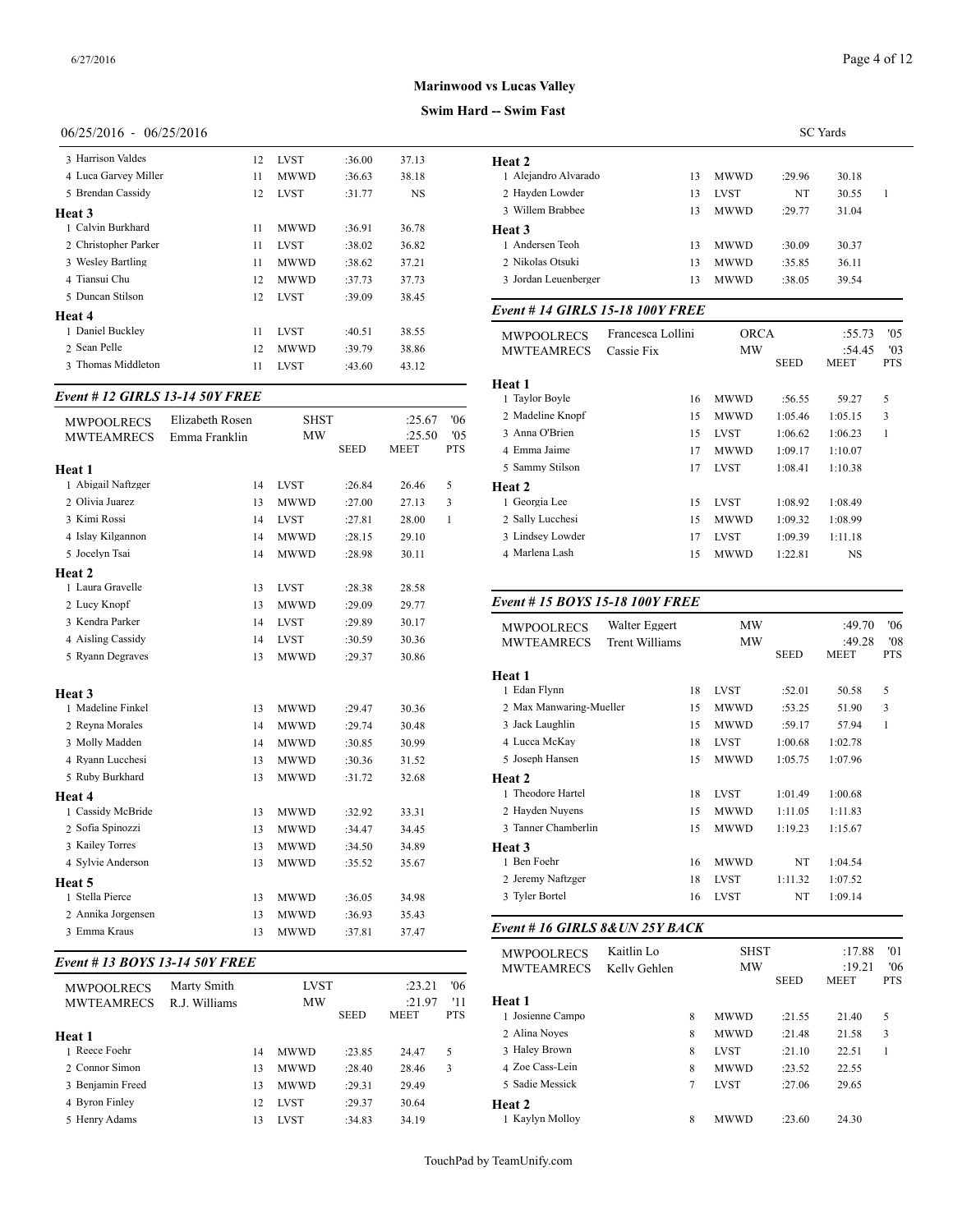**Marinwood vs Lucas Valley**

**Swim Hard -- Swim Fast**

06/25/2016 - 06/25/2016 SC Yards

| | Name | Age | Team | Seed | Finals | Pts |
|---|---|---|---|---|---|---|
| 3 | Harrison Valdes | 12 | LVST | :36.00 | 37.13 | |
| 4 | Luca Garvey Miller | 11 | MWWD | :36.63 | 38.18 | |
| 5 | Brendan Cassidy | 12 | LVST | :31.77 | NS | |
| **Heat 3** | | | | | | |
| 1 | Calvin Burkhard | 11 | MWWD | :36.91 | 36.78 | |
| 2 | Christopher Parker | 11 | LVST | :38.02 | 36.82 | |
| 3 | Wesley Bartling | 11 | MWWD | :38.62 | 37.21 | |
| 4 | Tiansui Chu | 12 | MWWD | :37.73 | 37.73 | |
| 5 | Duncan Stilson | 12 | LVST | :39.09 | 38.45 | |
| **Heat 4** | | | | | | |
| 1 | Daniel Buckley | 11 | LVST | :40.51 | 38.55 | |
| 2 | Sean Pelle | 12 | MWWD | :39.79 | 38.86 | |
| 3 | Thomas Middleton | 11 | LVST | :43.60 | 43.12 | |

### Event # 12 GIRLS 13-14 50Y FREE

| MWPOOLRECS | Elizabeth Rosen | SHST | :25.67 | '06 |
|---|---|---|---|---|
| MWTEAMRECS | Emma Franklin | MW | :25.50 | '05 |

| | Name | Age | Team | Seed | Meet | Pts |
|---|---|---|---|---|---|---|
| **Heat 1** | | | | | | |
| 1 | Abigail Naftzger | 14 | LVST | :26.84 | 26.46 | 5 |
| 2 | Olivia Juarez | 13 | MWWD | :27.00 | 27.13 | 3 |
| 3 | Kimi Rossi | 14 | LVST | :27.81 | 28.00 | 1 |
| 4 | Islay Kilgannon | 14 | MWWD | :28.15 | 29.10 | |
| 5 | Jocelyn Tsai | 14 | MWWD | :28.98 | 30.11 | |
| **Heat 2** | | | | | | |
| 1 | Laura Gravelle | 13 | LVST | :28.38 | 28.58 | |
| 2 | Lucy Knopf | 13 | MWWD | :29.09 | 29.77 | |
| 3 | Kendra Parker | 14 | LVST | :29.89 | 30.17 | |
| 4 | Aisling Cassidy | 14 | LVST | :30.59 | 30.36 | |
| 5 | Ryann Degraves | 13 | MWWD | :29.37 | 30.86 | |
| **Heat 3** | | | | | | |
| 1 | Madeline Finkel | 13 | MWWD | :29.47 | 30.36 | |
| 2 | Reyna Morales | 14 | MWWD | :29.74 | 30.48 | |
| 3 | Molly Madden | 14 | MWWD | :30.85 | 30.99 | |
| 4 | Ryann Lucchesi | 13 | MWWD | :30.36 | 31.52 | |
| 5 | Ruby Burkhard | 13 | MWWD | :31.72 | 32.68 | |
| **Heat 4** | | | | | | |
| 1 | Cassidy McBride | 13 | MWWD | :32.92 | 33.31 | |
| 2 | Sofia Spinozzi | 13 | MWWD | :34.47 | 34.45 | |
| 3 | Kailey Torres | 13 | MWWD | :34.50 | 34.89 | |
| 4 | Sylvie Anderson | 13 | MWWD | :35.52 | 35.67 | |
| **Heat 5** | | | | | | |
| 1 | Stella Pierce | 13 | MWWD | :36.05 | 34.98 | |
| 2 | Annika Jorgensen | 13 | MWWD | :36.93 | 35.43 | |
| 3 | Emma Kraus | 13 | MWWD | :37.81 | 37.47 | |

### Event # 13 BOYS 13-14 50Y FREE

| MWPOOLRECS | Marty Smith | LVST | :23.21 | '06 |
|---|---|---|---|---|
| MWTEAMRECS | R.J. Williams | MW | :21.97 | '11 |

| | Name | Age | Team | Seed | Meet | Pts |
|---|---|---|---|---|---|---|
| **Heat 1** | | | | | | |
| 1 | Reece Foehr | 14 | MWWD | :23.85 | 24.47 | 5 |
| 2 | Connor Simon | 13 | MWWD | :28.40 | 28.46 | 3 |
| 3 | Benjamin Freed | 13 | MWWD | :29.31 | 29.49 | |
| 4 | Byron Finley | 12 | LVST | :29.37 | 30.64 | |
| 5 | Henry Adams | 13 | LVST | :34.83 | 34.19 | |
| **Heat 2** | | | | | | |
| 1 | Alejandro Alvarado | 13 | MWWD | :29.96 | 30.18 | |
| 2 | Hayden Lowder | 13 | LVST | NT | 30.55 | 1 |
| 3 | Willem Brabbee | 13 | MWWD | :29.77 | 31.04 | |
| **Heat 3** | | | | | | |
| 1 | Andersen Teoh | 13 | MWWD | :30.09 | 30.37 | |
| 2 | Nikolas Otsuki | 13 | MWWD | :35.85 | 36.11 | |
| 3 | Jordan Leuenberger | 13 | MWWD | :38.05 | 39.54 | |

### Event # 14 GIRLS 15-18 100Y FREE

| MWPOOLRECS | Francesca Lollini | ORCA | :55.73 | '05 |
|---|---|---|---|---|
| MWTEAMRECS | Cassie Fix | MW | :54.45 | '03 |

| | Name | Age | Team | Seed | Meet | Pts |
|---|---|---|---|---|---|---|
| **Heat 1** | | | | | | |
| 1 | Taylor Boyle | 16 | MWWD | :56.55 | 59.27 | 5 |
| 2 | Madeline Knopf | 15 | MWWD | 1:05.46 | 1:05.15 | 3 |
| 3 | Anna O'Brien | 15 | LVST | 1:06.62 | 1:06.23 | 1 |
| 4 | Emma Jaime | 17 | MWWD | 1:09.17 | 1:10.07 | |
| 5 | Sammy Stilson | 17 | LVST | 1:08.41 | 1:10.38 | |
| **Heat 2** | | | | | | |
| 1 | Georgia Lee | 15 | LVST | 1:08.92 | 1:08.49 | |
| 2 | Sally Lucchesi | 15 | MWWD | 1:09.32 | 1:08.99 | |
| 3 | Lindsey Lowder | 17 | LVST | 1:09.39 | 1:11.18 | |
| 4 | Marlena Lash | 15 | MWWD | 1:22.81 | NS | |

### Event # 15 BOYS 15-18 100Y FREE

| MWPOOLRECS | Walter Eggert | MW | :49.70 | '06 |
|---|---|---|---|---|
| MWTEAMRECS | Trent Williams | MW | :49.28 | '08 |

| | Name | Age | Team | Seed | Meet | Pts |
|---|---|---|---|---|---|---|
| **Heat 1** | | | | | | |
| 1 | Edan Flynn | 18 | LVST | :52.01 | 50.58 | 5 |
| 2 | Max Manwaring-Mueller | 15 | MWWD | :53.25 | 51.90 | 3 |
| 3 | Jack Laughlin | 15 | MWWD | :59.17 | 57.94 | 1 |
| 4 | Lucca McKay | 18 | LVST | 1:00.68 | 1:02.78 | |
| 5 | Joseph Hansen | 15 | MWWD | 1:05.75 | 1:07.96 | |
| **Heat 2** | | | | | | |
| 1 | Theodore Hartel | 18 | LVST | 1:01.49 | 1:00.68 | |
| 2 | Hayden Nuyens | 15 | MWWD | 1:11.05 | 1:11.83 | |
| 3 | Tanner Chamberlin | 15 | MWWD | 1:19.23 | 1:15.67 | |
| **Heat 3** | | | | | | |
| 1 | Ben Foehr | 16 | MWWD | NT | 1:04.54 | |
| 2 | Jeremy Naftzger | 18 | LVST | 1:11.32 | 1:07.52 | |
| 3 | Tyler Bortel | 16 | LVST | NT | 1:09.14 | |

### Event # 16 GIRLS 8&UN 25Y BACK

| MWPOOLRECS | Kaitlin Lo | SHST | :17.88 | '01 |
|---|---|---|---|---|
| MWTEAMRECS | Kelly Gehlen | MW | :19.21 | '06 |

| | Name | Age | Team | Seed | Meet | Pts |
|---|---|---|---|---|---|---|
| **Heat 1** | | | | | | |
| 1 | Josienne Campo | 8 | MWWD | :21.55 | 21.40 | 5 |
| 2 | Alina Noyes | 8 | MWWD | :21.48 | 21.58 | 3 |
| 3 | Haley Brown | 8 | LVST | :21.10 | 22.51 | 1 |
| 4 | Zoe Cass-Lein | 8 | MWWD | :23.52 | 22.55 | |
| 5 | Sadie Messick | 7 | LVST | :27.06 | 29.65 | |
| **Heat 2** | | | | | | |
| 1 | Kaylyn Molloy | 8 | MWWD | :23.60 | 24.30 | |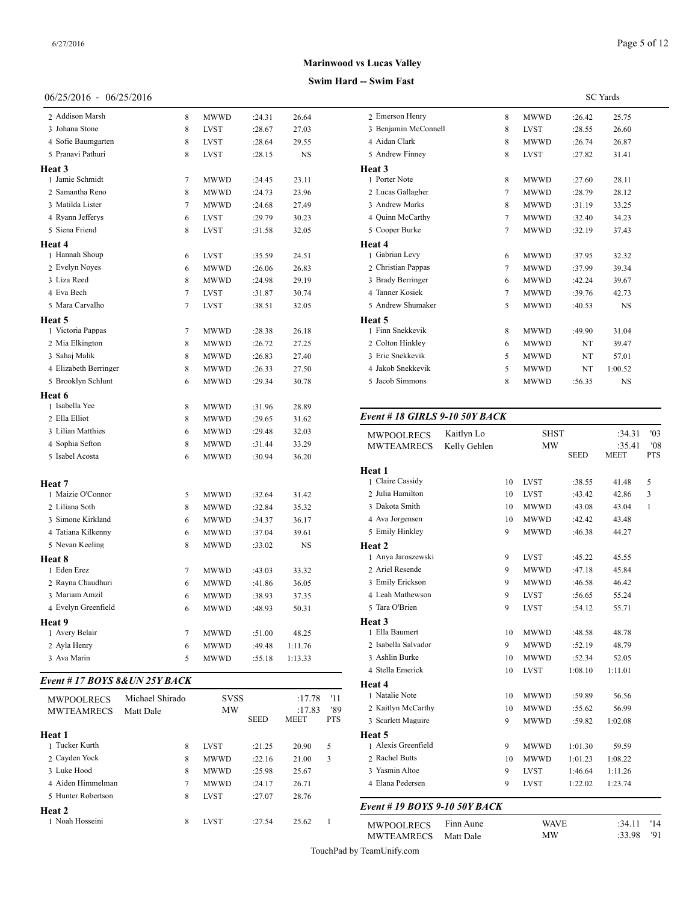**Marinwood vs Lucas Valley**

**Swim Hard -- Swim Fast**

06/25/2016 - 06/25/2016 SC Yards

| | Name | Age | Team | Seed | Meet | Pts |
|---|---|---|---|---|---|---|
| 2 | Addison Marsh | 8 | MWWD | :24.31 | 26.64 | |
| 3 | Johana Stone | 8 | LVST | :28.67 | 27.03 | |
| 4 | Sofie Baumgarten | 8 | LVST | :28.64 | 29.55 | |
| 5 | Pranavi Pathuri | 8 | LVST | :28.15 | NS | |
| **Heat 3** | | | | | | |
| 1 | Jamie Schmidt | 7 | MWWD | :24.45 | 23.11 | |
| 2 | Samantha Reno | 8 | MWWD | :24.73 | 23.96 | |
| 3 | Matilda Lister | 7 | MWWD | :24.68 | 27.49 | |
| 4 | Ryann Jefferys | 6 | LVST | :29.79 | 30.23 | |
| 5 | Siena Friend | 8 | LVST | :31.58 | 32.05 | |
| **Heat 4** | | | | | | |
| 1 | Hannah Shoup | 6 | LVST | :35.59 | 24.51 | |
| 2 | Evelyn Noyes | 6 | MWWD | :26.06 | 26.83 | |
| 3 | Liza Reed | 8 | MWWD | :24.98 | 29.19 | |
| 4 | Eva Bech | 7 | LVST | :31.87 | 30.74 | |
| 5 | Mara Carvalho | 7 | LVST | :38.51 | 32.05 | |
| **Heat 5** | | | | | | |
| 1 | Victoria Pappas | 7 | MWWD | :28.38 | 26.18 | |
| 2 | Mia Elkington | 8 | MWWD | :26.72 | 27.25 | |
| 3 | Sahaj Malik | 8 | MWWD | :26.83 | 27.40 | |
| 4 | Elizabeth Berringer | 8 | MWWD | :26.33 | 27.50 | |
| 5 | Brooklyn Schlunt | 6 | MWWD | :29.34 | 30.78 | |
| **Heat 6** | | | | | | |
| 1 | Isabella Yee | 8 | MWWD | :31.96 | 28.89 | |
| 2 | Ella Elliot | 8 | MWWD | :29.65 | 31.62 | |
| 3 | Lilian Matthies | 6 | MWWD | :29.48 | 32.03 | |
| 4 | Sophia Sefton | 8 | MWWD | :31.44 | 33.29 | |
| 5 | Isabel Acosta | 6 | MWWD | :30.94 | 36.20 | |
| **Heat 7** | | | | | | |
| 1 | Maizie O'Connor | 5 | MWWD | :32.64 | 31.42 | |
| 2 | Liliana Soth | 8 | MWWD | :32.84 | 35.32 | |
| 3 | Simone Kirkland | 6 | MWWD | :34.37 | 36.17 | |
| 4 | Tatiana Kilkenny | 6 | MWWD | :37.04 | 39.61 | |
| 5 | Nevan Keeling | 8 | MWWD | :33.02 | NS | |
| **Heat 8** | | | | | | |
| 1 | Eden Erez | 7 | MWWD | :43.03 | 33.32 | |
| 2 | Rayna Chaudhuri | 6 | MWWD | :41.86 | 36.05 | |
| 3 | Mariam Amzil | 6 | MWWD | :38.93 | 37.35 | |
| 4 | Evelyn Greenfield | 6 | MWWD | :48.93 | 50.31 | |
| **Heat 9** | | | | | | |
| 1 | Avery Belair | 7 | MWWD | :51.00 | 48.25 | |
| 2 | Ayla Henry | 6 | MWWD | :49.48 | 1:11.76 | |
| 3 | Ava Marin | 5 | MWWD | :55.18 | 1:13.33 | |

### *Event # 17 BOYS 8&UN 25Y BACK*

| | | | | |
|---|---|---|---|---|
| MWPOOLRECS | Michael Shirado | SVSS | :17.78 | '11 |
| MWTEAMRECS | Matt Dale | MW | :17.83 | '89 |

| | Name | Age | Team | SEED | MEET | PTS |
|---|---|---|---|---|---|---|
| **Heat 1** | | | | | | |
| 1 | Tucker Kurth | 8 | LVST | :21.25 | 20.90 | 5 |
| 2 | Cayden Yock | 8 | MWWD | :22.16 | 21.00 | 3 |
| 3 | Luke Hood | 8 | MWWD | :25.98 | 25.67 | |
| 4 | Aiden Himmelman | 7 | MWWD | :24.17 | 26.71 | |
| 5 | Hunter Robertson | 8 | LVST | :27.07 | 28.76 | |
| **Heat 2** | | | | | | |
| 1 | Noah Hosseini | 8 | LVST | :27.54 | 25.62 | 1 |
| 2 | Emerson Henry | 8 | MWWD | :26.42 | 25.75 | |
| 3 | Benjamin McConnell | 8 | LVST | :28.55 | 26.60 | |
| 4 | Aidan Clark | 8 | MWWD | :26.74 | 26.87 | |
| 5 | Andrew Finney | 8 | LVST | :27.82 | 31.41 | |
| **Heat 3** | | | | | | |
| 1 | Porter Note | 8 | MWWD | :27.60 | 28.11 | |
| 2 | Lucas Gallagher | 7 | MWWD | :28.79 | 28.12 | |
| 3 | Andrew Marks | 8 | MWWD | :31.19 | 33.25 | |
| 4 | Quinn McCarthy | 7 | MWWD | :32.40 | 34.23 | |
| 5 | Cooper Burke | 7 | MWWD | :32.19 | 37.43 | |
| **Heat 4** | | | | | | |
| 1 | Gabrian Levy | 6 | MWWD | :37.95 | 32.32 | |
| 2 | Christian Pappas | 7 | MWWD | :37.99 | 39.34 | |
| 3 | Brady Berringer | 6 | MWWD | :42.24 | 39.67 | |
| 4 | Tanner Kosiek | 7 | MWWD | :39.76 | 42.73 | |
| 5 | Andrew Shumaker | 5 | MWWD | :40.53 | NS | |
| **Heat 5** | | | | | | |
| 1 | Finn Snekkevik | 8 | MWWD | :49.90 | 31.04 | |
| 2 | Colton Hinkley | 6 | MWWD | NT | 39.47 | |
| 3 | Eric Snekkevik | 5 | MWWD | NT | 57.01 | |
| 4 | Jakob Snekkevik | 5 | MWWD | NT | 1:00.52 | |
| 5 | Jacob Simmons | 8 | MWWD | :56.35 | NS | |

### *Event # 18 GIRLS 9-10 50Y BACK*

| | | | | |
|---|---|---|---|---|
| MWPOOLRECS | Kaitlyn Lo | SHST | :34.31 | '03 |
| MWTEAMRECS | Kelly Gehlen | MW | :35.41 | '08 |

| | Name | Age | Team | SEED | MEET | PTS |
|---|---|---|---|---|---|---|
| **Heat 1** | | | | | | |
| 1 | Claire Cassidy | 10 | LVST | :38.55 | 41.48 | 5 |
| 2 | Julia Hamilton | 10 | LVST | :43.42 | 42.86 | 3 |
| 3 | Dakota Smith | 10 | MWWD | :43.08 | 43.04 | 1 |
| 4 | Ava Jorgensen | 10 | MWWD | :42.42 | 43.48 | |
| 5 | Emily Hinkley | 9 | MWWD | :46.38 | 44.27 | |
| **Heat 2** | | | | | | |
| 1 | Anya Jaroszewski | 9 | LVST | :45.22 | 45.55 | |
| 2 | Ariel Resende | 9 | MWWD | :47.18 | 45.84 | |
| 3 | Emily Erickson | 9 | MWWD | :46.58 | 46.42 | |
| 4 | Leah Mathewson | 9 | LVST | :56.65 | 55.24 | |
| 5 | Tara O'Brien | 9 | LVST | :54.12 | 55.71 | |
| **Heat 3** | | | | | | |
| 1 | Ella Baumert | 10 | MWWD | :48.58 | 48.78 | |
| 2 | Isabella Salvador | 9 | MWWD | :52.19 | 48.79 | |
| 3 | Ashlin Burke | 10 | MWWD | :52.34 | 52.05 | |
| 4 | Stella Emerick | 10 | LVST | 1:08.10 | 1:11.01 | |
| **Heat 4** | | | | | | |
| 1 | Natalie Note | 10 | MWWD | :59.89 | 56.56 | |
| 2 | Kaitlyn McCarthy | 10 | MWWD | :55.62 | 56.99 | |
| 3 | Scarlett Maguire | 9 | MWWD | :59.82 | 1:02.08 | |
| **Heat 5** | | | | | | |
| 1 | Alexis Greenfield | 9 | MWWD | 1:01.30 | 59.59 | |
| 2 | Rachel Butts | 10 | MWWD | 1:01.23 | 1:08.22 | |
| 3 | Yasmin Altoe | 9 | LVST | 1:46.64 | 1:11.26 | |
| 4 | Elana Pedersen | 9 | LVST | 1:22.02 | 1:23.74 | |

### *Event # 19 BOYS 9-10 50Y BACK*

| | | | | |
|---|---|---|---|---|
| MWPOOLRECS | Finn Aune | WAVE | :34.11 | '14 |
| MWTEAMRECS | Matt Dale | MW | :33.98 | '91 |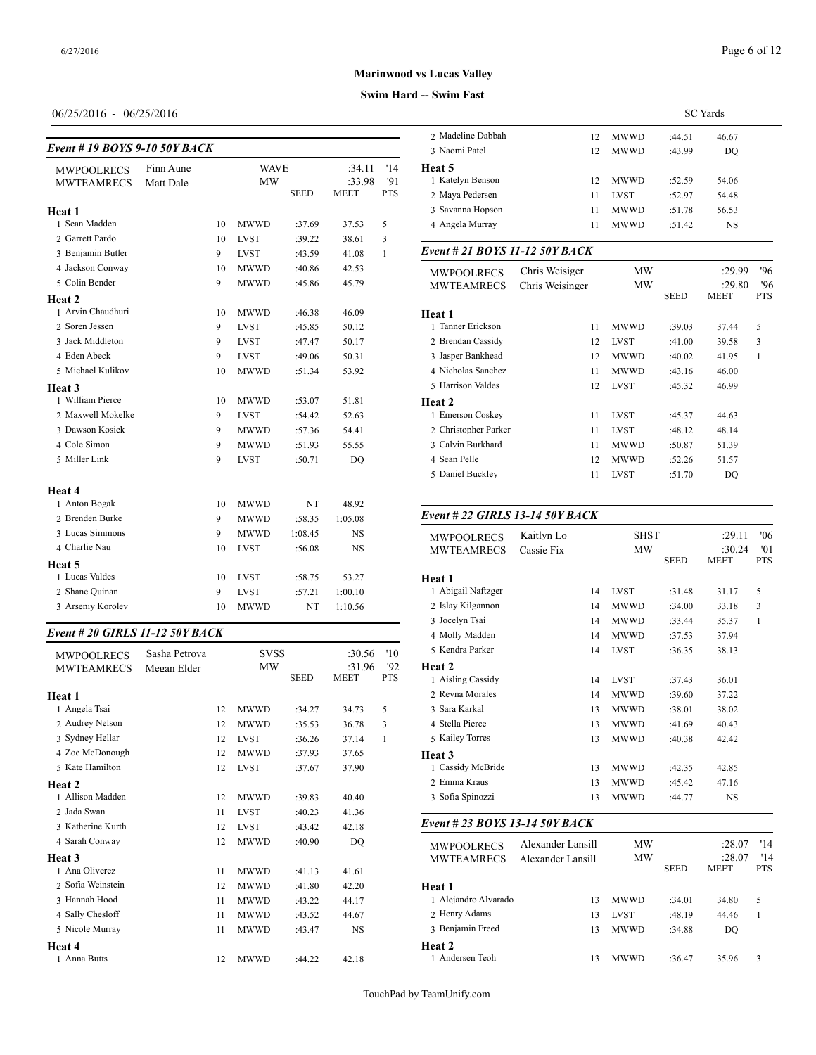**Marinwood vs Lucas Valley**

**Swim Hard -- Swim Fast**

06/25/2016 - 06/25/2016

SC Yards

### *Event # 19 BOYS 9-10 50Y BACK*

| | | | | | | |
|---|---|---|---|---|---|---|
| MWPOOLRECS | Finn Aune | | WAVE | | :34.11 | '14 |
| MWTEAMRECS | Matt Dale | | MW | | :33.98 | '91 |
| | | | | SEED | MEET | PTS |
| **Heat 1** | | | | | | |
| 1 Sean Madden | | 10 | MWWD | :37.69 | 37.53 | 5 |
| 2 Garrett Pardo | | 10 | LVST | :39.22 | 38.61 | 3 |
| 3 Benjamin Butler | | 9 | LVST | :43.59 | 41.08 | 1 |
| 4 Jackson Conway | | 10 | MWWD | :40.86 | 42.53 | |
| 5 Colin Bender | | 9 | MWWD | :45.86 | 45.79 | |
| **Heat 2** | | | | | | |
| 1 Arvin Chaudhuri | | 10 | MWWD | :46.38 | 46.09 | |
| 2 Soren Jessen | | 9 | LVST | :45.85 | 50.12 | |
| 3 Jack Middleton | | 9 | LVST | :47.47 | 50.17 | |
| 4 Eden Abeck | | 9 | LVST | :49.06 | 50.31 | |
| 5 Michael Kulikov | | 10 | MWWD | :51.34 | 53.92 | |
| **Heat 3** | | | | | | |
| 1 William Pierce | | 10 | MWWD | :53.07 | 51.81 | |
| 2 Maxwell Mokelke | | 9 | LVST | :54.42 | 52.63 | |
| 3 Dawson Kosiek | | 9 | MWWD | :57.36 | 54.41 | |
| 4 Cole Simon | | 9 | MWWD | :51.93 | 55.55 | |
| 5 Miller Link | | 9 | LVST | :50.71 | DQ | |
| **Heat 4** | | | | | | |
| 1 Anton Bogak | | 10 | MWWD | NT | 48.92 | |
| 2 Brenden Burke | | 9 | MWWD | :58.35 | 1:05.08 | |
| 3 Lucas Simmons | | 9 | MWWD | 1:08.45 | NS | |
| 4 Charlie Nau | | 10 | LVST | :56.08 | NS | |
| **Heat 5** | | | | | | |
| 1 Lucas Valdes | | 10 | LVST | :58.75 | 53.27 | |
| 2 Shane Quinan | | 9 | LVST | :57.21 | 1:00.10 | |
| 3 Arseniy Korolev | | 10 | MWWD | NT | 1:10.56 | |

### *Event # 20 GIRLS 11-12 50Y BACK*

| | | | | | | |
|---|---|---|---|---|---|---|
| MWPOOLRECS | Sasha Petrova | | SVSS | | :30.56 | '10 |
| MWTEAMRECS | Megan Elder | | MW | | :31.96 | '92 |
| | | | | SEED | MEET | PTS |
| **Heat 1** | | | | | | |
| 1 Angela Tsai | | 12 | MWWD | :34.27 | 34.73 | 5 |
| 2 Audrey Nelson | | 12 | MWWD | :35.53 | 36.78 | 3 |
| 3 Sydney Hellar | | 12 | LVST | :36.26 | 37.14 | 1 |
| 4 Zoe McDonough | | 12 | MWWD | :37.93 | 37.65 | |
| 5 Kate Hamilton | | 12 | LVST | :37.67 | 37.90 | |
| **Heat 2** | | | | | | |
| 1 Allison Madden | | 12 | MWWD | :39.83 | 40.40 | |
| 2 Jada Swan | | 11 | LVST | :40.23 | 41.36 | |
| 3 Katherine Kurth | | 12 | LVST | :43.42 | 42.18 | |
| 4 Sarah Conway | | 12 | MWWD | :40.90 | DQ | |
| **Heat 3** | | | | | | |
| 1 Ana Oliverez | | 11 | MWWD | :41.13 | 41.61 | |
| 2 Sofia Weinstein | | 12 | MWWD | :41.80 | 42.20 | |
| 3 Hannah Hood | | 11 | MWWD | :43.22 | 44.17 | |
| 4 Sally Chesloff | | 11 | MWWD | :43.52 | 44.67 | |
| 5 Nicole Murray | | 11 | MWWD | :43.47 | NS | |
| **Heat 4** | | | | | | |
| 1 Anna Butts | | 12 | MWWD | :44.22 | 42.18 | |
| 2 Madeline Dabbah | | 12 | MWWD | :44.51 | 46.67 | |
| 3 Naomi Patel | | 12 | MWWD | :43.99 | DQ | |
| **Heat 5** | | | | | | |
| 1 Katelyn Benson | | 12 | MWWD | :52.59 | 54.06 | |
| 2 Maya Pedersen | | 11 | LVST | :52.97 | 54.48 | |
| 3 Savanna Hopson | | 11 | MWWD | :51.78 | 56.53 | |
| 4 Angela Murray | | 11 | MWWD | :51.42 | NS | |

### *Event # 21 BOYS 11-12 50Y BACK*

| | | | | | | |
|---|---|---|---|---|---|---|
| MWPOOLRECS | Chris Weisiger | | MW | | :29.99 | '96 |
| MWTEAMRECS | Chris Weisinger | | MW | | :29.80 | '96 |
| | | | | SEED | MEET | PTS |
| **Heat 1** | | | | | | |
| 1 Tanner Erickson | | 11 | MWWD | :39.03 | 37.44 | 5 |
| 2 Brendan Cassidy | | 12 | LVST | :41.00 | 39.58 | 3 |
| 3 Jasper Bankhead | | 12 | MWWD | :40.02 | 41.95 | 1 |
| 4 Nicholas Sanchez | | 11 | MWWD | :43.16 | 46.00 | |
| 5 Harrison Valdes | | 12 | LVST | :45.32 | 46.99 | |
| **Heat 2** | | | | | | |
| 1 Emerson Coskey | | 11 | LVST | :45.37 | 44.63 | |
| 2 Christopher Parker | | 11 | LVST | :48.12 | 48.14 | |
| 3 Calvin Burkhard | | 11 | MWWD | :50.87 | 51.39 | |
| 4 Sean Pelle | | 12 | MWWD | :52.26 | 51.57 | |
| 5 Daniel Buckley | | 11 | LVST | :51.70 | DQ | |

### *Event # 22 GIRLS 13-14 50Y BACK*

| | | | | | | |
|---|---|---|---|---|---|---|
| MWPOOLRECS | Kaitlyn Lo | | SHST | | :29.11 | '06 |
| MWTEAMRECS | Cassie Fix | | MW | | :30.24 | '01 |
| | | | | SEED | MEET | PTS |
| **Heat 1** | | | | | | |
| 1 Abigail Naftzger | | 14 | LVST | :31.48 | 31.17 | 5 |
| 2 Islay Kilgannon | | 14 | MWWD | :34.00 | 33.18 | 3 |
| 3 Jocelyn Tsai | | 14 | MWWD | :33.44 | 35.37 | 1 |
| 4 Molly Madden | | 14 | MWWD | :37.53 | 37.94 | |
| 5 Kendra Parker | | 14 | LVST | :36.35 | 38.13 | |
| **Heat 2** | | | | | | |
| 1 Aisling Cassidy | | 14 | LVST | :37.43 | 36.01 | |
| 2 Reyna Morales | | 14 | MWWD | :39.60 | 37.22 | |
| 3 Sara Karkal | | 13 | MWWD | :38.01 | 38.02 | |
| 4 Stella Pierce | | 13 | MWWD | :41.69 | 40.43 | |
| 5 Kailey Torres | | 13 | MWWD | :40.38 | 42.42 | |
| **Heat 3** | | | | | | |
| 1 Cassidy McBride | | 13 | MWWD | :42.35 | 42.85 | |
| 2 Emma Kraus | | 13 | MWWD | :45.42 | 47.16 | |
| 3 Sofia Spinozzi | | 13 | MWWD | :44.77 | NS | |

### *Event # 23 BOYS 13-14 50Y BACK*

| | | | | | | |
|---|---|---|---|---|---|---|
| MWPOOLRECS | Alexander Lansill | | MW | | :28.07 | '14 |
| MWTEAMRECS | Alexander Lansill | | MW | | :28.07 | '14 |
| | | | | SEED | MEET | PTS |
| **Heat 1** | | | | | | |
| 1 Alejandro Alvarado | | 13 | MWWD | :34.01 | 34.80 | 5 |
| 2 Henry Adams | | 13 | LVST | :48.19 | 44.46 | 1 |
| 3 Benjamin Freed | | 13 | MWWD | :34.88 | DQ | |
| **Heat 2** | | | | | | |
| 1 Andersen Teoh | | 13 | MWWD | :36.47 | 35.96 | 3 |

TouchPad by TeamUnify.com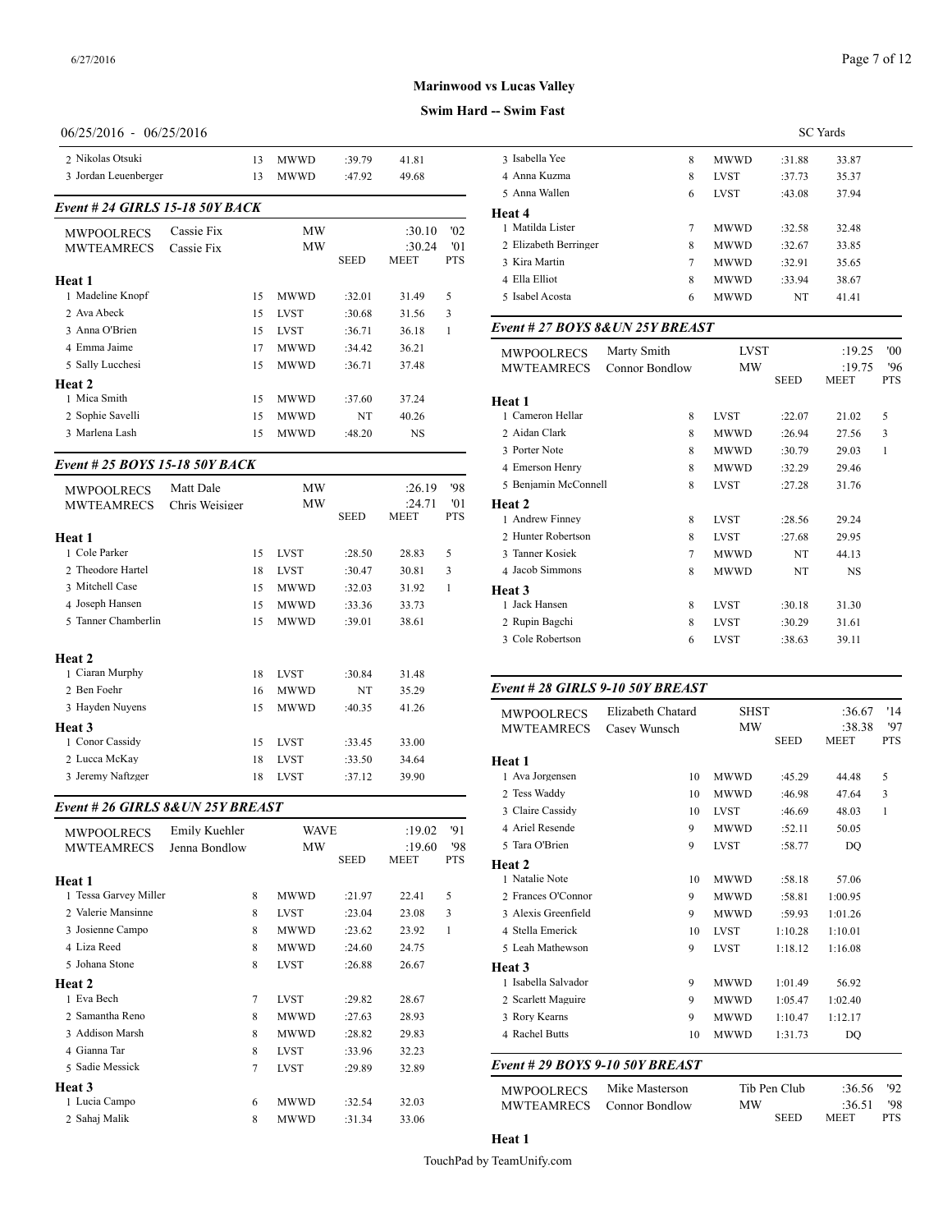**Marinwood vs Lucas Valley**

**Swim Hard -- Swim Fast**

06/25/2016 - 06/25/2016 SC Yards

| | Age | Team | Seed | Meet | Pts |
|---|---|---|---|---|---|
| 2 Nikolas Otsuki | 13 | MWWD | :39.79 | 41.81 | |
| 3 Jordan Leuenberger | 13 | MWWD | :47.92 | 49.68 | |

### Event # 24 GIRLS 15-18 50Y BACK

| | | | | | |
|---|---|---|---|---|---|
| MWPOOLRECS | Cassie Fix | MW | | :30.10 | '02 |
| MWTEAMRECS | Cassie Fix | MW | | :30.24 | '01 |
| | | | SEED | MEET | PTS |

**Heat 1**

| | Age | Team | Seed | Meet | Pts |
|---|---|---|---|---|---|
| 1 Madeline Knopf | 15 | MWWD | :32.01 | 31.49 | 5 |
| 2 Ava Abeck | 15 | LVST | :30.68 | 31.56 | 3 |
| 3 Anna O'Brien | 15 | LVST | :36.71 | 36.18 | 1 |
| 4 Emma Jaime | 17 | MWWD | :34.42 | 36.21 | |
| 5 Sally Lucchesi | 15 | MWWD | :36.71 | 37.48 | |

**Heat 2**

| | Age | Team | Seed | Meet | Pts |
|---|---|---|---|---|---|
| 1 Mica Smith | 15 | MWWD | :37.60 | 37.24 | |
| 2 Sophie Savelli | 15 | MWWD | NT | 40.26 | |
| 3 Marlena Lash | 15 | MWWD | :48.20 | NS | |

### Event # 25 BOYS 15-18 50Y BACK

| | | | | | |
|---|---|---|---|---|---|
| MWPOOLRECS | Matt Dale | MW | | :26.19 | '98 |
| MWTEAMRECS | Chris Weisiger | MW | | :24.71 | '01 |
| | | | SEED | MEET | PTS |

**Heat 1**

| | Age | Team | Seed | Meet | Pts |
|---|---|---|---|---|---|
| 1 Cole Parker | 15 | LVST | :28.50 | 28.83 | 5 |
| 2 Theodore Hartel | 18 | LVST | :30.47 | 30.81 | 3 |
| 3 Mitchell Case | 15 | MWWD | :32.03 | 31.92 | 1 |
| 4 Joseph Hansen | 15 | MWWD | :33.36 | 33.73 | |
| 5 Tanner Chamberlin | 15 | MWWD | :39.01 | 38.61 | |

**Heat 2**

| | Age | Team | Seed | Meet | Pts |
|---|---|---|---|---|---|
| 1 Ciaran Murphy | 18 | LVST | :30.84 | 31.48 | |
| 2 Ben Foehr | 16 | MWWD | NT | 35.29 | |
| 3 Hayden Nuyens | 15 | MWWD | :40.35 | 41.26 | |

**Heat 3**

| | Age | Team | Seed | Meet | Pts |
|---|---|---|---|---|---|
| 1 Conor Cassidy | 15 | LVST | :33.45 | 33.00 | |
| 2 Lucca McKay | 18 | LVST | :33.50 | 34.64 | |
| 3 Jeremy Naftzger | 18 | LVST | :37.12 | 39.90 | |

### Event # 26 GIRLS 8&UN 25Y BREAST

| | | | | | |
|---|---|---|---|---|---|
| MWPOOLRECS | Emily Kuehler | WAVE | | :19.02 | '91 |
| MWTEAMRECS | Jenna Bondlow | MW | | :19.60 | '98 |
| | | | SEED | MEET | PTS |

**Heat 1**

| | Age | Team | Seed | Meet | Pts |
|---|---|---|---|---|---|
| 1 Tessa Garvey Miller | 8 | MWWD | :21.97 | 22.41 | 5 |
| 2 Valerie Mansinne | 8 | LVST | :23.04 | 23.08 | 3 |
| 3 Josienne Campo | 8 | MWWD | :23.62 | 23.92 | 1 |
| 4 Liza Reed | 8 | MWWD | :24.60 | 24.75 | |
| 5 Johana Stone | 8 | LVST | :26.88 | 26.67 | |

**Heat 2**

| | Age | Team | Seed | Meet | Pts |
|---|---|---|---|---|---|
| 1 Eva Bech | 7 | LVST | :29.82 | 28.67 | |
| 2 Samantha Reno | 8 | MWWD | :27.63 | 28.93 | |
| 3 Addison Marsh | 8 | MWWD | :28.82 | 29.83 | |
| 4 Gianna Tar | 8 | LVST | :33.96 | 32.23 | |
| 5 Sadie Messick | 7 | LVST | :29.89 | 32.89 | |

**Heat 3**

| | Age | Team | Seed | Meet | Pts |
|---|---|---|---|---|---|
| 1 Lucia Campo | 6 | MWWD | :32.54 | 32.03 | |
| 2 Sahaj Malik | 8 | MWWD | :31.34 | 33.06 | |
| 3 Isabella Yee | 8 | MWWD | :31.88 | 33.87 | |
| 4 Anna Kuzma | 8 | LVST | :37.73 | 35.37 | |
| 5 Anna Wallen | 6 | LVST | :43.08 | 37.94 | |

**Heat 4**

| | Age | Team | Seed | Meet | Pts |
|---|---|---|---|---|---|
| 1 Matilda Lister | 7 | MWWD | :32.58 | 32.48 | |
| 2 Elizabeth Berringer | 8 | MWWD | :32.67 | 33.85 | |
| 3 Kira Martin | 7 | MWWD | :32.91 | 35.65 | |
| 4 Ella Elliot | 8 | MWWD | :33.94 | 38.67 | |
| 5 Isabel Acosta | 6 | MWWD | NT | 41.41 | |

### Event # 27 BOYS 8&UN 25Y BREAST

| | | | | | |
|---|---|---|---|---|---|
| MWPOOLRECS | Marty Smith | LVST | | :19.25 | '00 |
| MWTEAMRECS | Connor Bondlow | MW | | :19.75 | '96 |
| | | | SEED | MEET | PTS |

**Heat 1**

| | Age | Team | Seed | Meet | Pts |
|---|---|---|---|---|---|
| 1 Cameron Hellar | 8 | LVST | :22.07 | 21.02 | 5 |
| 2 Aidan Clark | 8 | MWWD | :26.94 | 27.56 | 3 |
| 3 Porter Note | 8 | MWWD | :30.79 | 29.03 | 1 |
| 4 Emerson Henry | 8 | MWWD | :32.29 | 29.46 | |
| 5 Benjamin McConnell | 8 | LVST | :27.28 | 31.76 | |

**Heat 2**

| | Age | Team | Seed | Meet | Pts |
|---|---|---|---|---|---|
| 1 Andrew Finney | 8 | LVST | :28.56 | 29.24 | |
| 2 Hunter Robertson | 8 | LVST | :27.68 | 29.95 | |
| 3 Tanner Kosiek | 7 | MWWD | NT | 44.13 | |
| 4 Jacob Simmons | 8 | MWWD | NT | NS | |

**Heat 3**

| | Age | Team | Seed | Meet | Pts |
|---|---|---|---|---|---|
| 1 Jack Hansen | 8 | LVST | :30.18 | 31.30 | |
| 2 Rupin Bagchi | 8 | LVST | :30.29 | 31.61 | |
| 3 Cole Robertson | 6 | LVST | :38.63 | 39.11 | |

### Event # 28 GIRLS 9-10 50Y BREAST

| | | | | | |
|---|---|---|---|---|---|
| MWPOOLRECS | Elizabeth Chatard | SHST | | :36.67 | '14 |
| MWTEAMRECS | Casey Wunsch | MW | | :38.38 | '97 |
| | | | SEED | MEET | PTS |

**Heat 1**

| | Age | Team | Seed | Meet | Pts |
|---|---|---|---|---|---|
| 1 Ava Jorgensen | 10 | MWWD | :45.29 | 44.48 | 5 |
| 2 Tess Waddy | 10 | MWWD | :46.98 | 47.64 | 3 |
| 3 Claire Cassidy | 10 | LVST | :46.69 | 48.03 | 1 |
| 4 Ariel Resende | 9 | MWWD | :52.11 | 50.05 | |
| 5 Tara O'Brien | 9 | LVST | :58.77 | DQ | |

**Heat 2**

| | Age | Team | Seed | Meet | Pts |
|---|---|---|---|---|---|
| 1 Natalie Note | 10 | MWWD | :58.18 | 57.06 | |
| 2 Frances O'Connor | 9 | MWWD | :58.81 | 1:00.95 | |
| 3 Alexis Greenfield | 9 | MWWD | :59.93 | 1:01.26 | |
| 4 Stella Emerick | 10 | LVST | 1:10.28 | 1:10.01 | |
| 5 Leah Mathewson | 9 | LVST | 1:18.12 | 1:16.08 | |

**Heat 3**

| | Age | Team | Seed | Meet | Pts |
|---|---|---|---|---|---|
| 1 Isabella Salvador | 9 | MWWD | 1:01.49 | 56.92 | |
| 2 Scarlett Maguire | 9 | MWWD | 1:05.47 | 1:02.40 | |
| 3 Rory Kearns | 9 | MWWD | 1:10.47 | 1:12.17 | |
| 4 Rachel Butts | 10 | MWWD | 1:31.73 | DQ | |

### Event # 29 BOYS 9-10 50Y BREAST

| | | | | | |
|---|---|---|---|---|---|
| MWPOOLRECS | Mike Masterson | Tib Pen Club | | :36.56 | '92 |
| MWTEAMRECS | Connor Bondlow | MW | | :36.51 | '98 |
| | | | SEED | MEET | PTS |

**Heat 1**

TouchPad by TeamUnify.com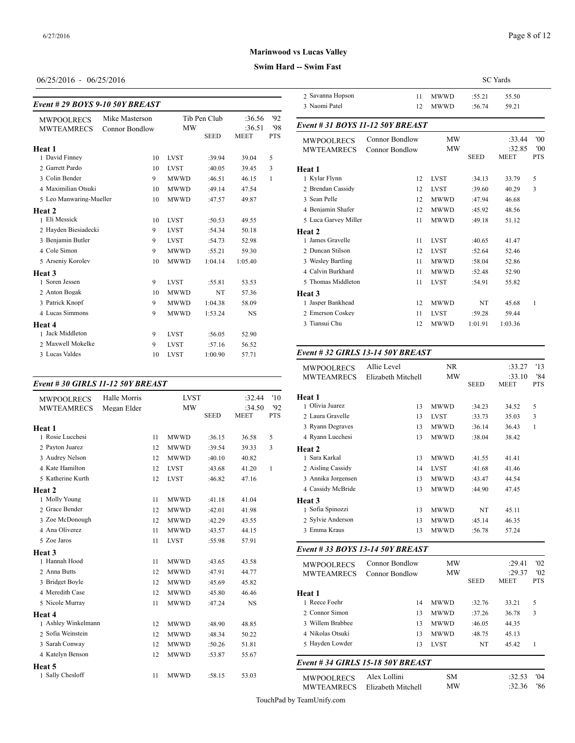**Marinwood vs Lucas Valley**

**Swim Hard -- Swim Fast**

06/25/2016 - 06/25/2016 SC Yards

### *Event # 29 BOYS 9-10 50Y BREAST*

| | | | | | | |
|---|---|---|---|---|---|---|
| MWPOOLRECS | Mike Masterson | | Tib Pen Club | | :36.56 | '92 |
| MWTEAMRECS | Connor Bondlow | | MW | | :36.51 | '98 |
| | | | | SEED | MEET | PTS |
| **Heat 1** | | | | | | |
| 1 David Finney | | 10 | LVST | :39.94 | 39.04 | 5 |
| 2 Garrett Pardo | | 10 | LVST | :40.05 | 39.45 | 3 |
| 3 Colin Bender | | 9 | MWWD | :46.51 | 46.15 | 1 |
| 4 Maximilian Otsuki | | 10 | MWWD | :49.14 | 47.54 | |
| 5 Leo Manwaring-Mueller | | 10 | MWWD | :47.57 | 49.87 | |
| **Heat 2** | | | | | | |
| 1 Eli Messick | | 10 | LVST | :50.53 | 49.55 | |
| 2 Hayden Biesiadecki | | 9 | LVST | :54.34 | 50.18 | |
| 3 Benjamin Butler | | 9 | LVST | :54.73 | 52.98 | |
| 4 Cole Simon | | 9 | MWWD | :55.21 | 59.30 | |
| 5 Arseniy Korolev | | 10 | MWWD | 1:04.14 | 1:05.40 | |
| **Heat 3** | | | | | | |
| 1 Soren Jessen | | 9 | LVST | :55.81 | 53.53 | |
| 2 Anton Bogak | | 10 | MWWD | NT | 57.36 | |
| 3 Patrick Knopf | | 9 | MWWD | 1:04.38 | 58.09 | |
| 4 Lucas Simmons | | 9 | MWWD | 1:53.24 | NS | |
| **Heat 4** | | | | | | |
| 1 Jack Middleton | | 9 | LVST | :56.05 | 52.90 | |
| 2 Maxwell Mokelke | | 9 | LVST | :57.16 | 56.52 | |
| 3 Lucas Valdes | | 10 | LVST | 1:00.90 | 57.71 | |

### *Event # 30 GIRLS 11-12 50Y BREAST*

| | | | | | | |
|---|---|---|---|---|---|---|
| MWPOOLRECS | Halle Morris | | LVST | | :32.44 | '10 |
| MWTEAMRECS | Megan Elder | | MW | | :34.50 | '92 |
| | | | | SEED | MEET | PTS |
| **Heat 1** | | | | | | |
| 1 Rosie Lucchesi | | 11 | MWWD | :36.15 | 36.58 | 5 |
| 2 Payton Juarez | | 12 | MWWD | :39.54 | 39.33 | 3 |
| 3 Audrey Nelson | | 12 | MWWD | :40.10 | 40.82 | |
| 4 Kate Hamilton | | 12 | LVST | :43.68 | 41.20 | 1 |
| 5 Katherine Kurth | | 12 | LVST | :46.82 | 47.16 | |
| **Heat 2** | | | | | | |
| 1 Molly Young | | 11 | MWWD | :41.18 | 41.04 | |
| 2 Grace Bender | | 12 | MWWD | :42.01 | 41.98 | |
| 3 Zoe McDonough | | 12 | MWWD | :42.29 | 43.55 | |
| 4 Ana Oliverez | | 11 | MWWD | :43.57 | 44.15 | |
| 5 Zoe Jaros | | 11 | LVST | :55.98 | 57.91 | |
| **Heat 3** | | | | | | |
| 1 Hannah Hood | | 11 | MWWD | :43.65 | 43.58 | |
| 2 Anna Butts | | 12 | MWWD | :47.91 | 44.77 | |
| 3 Bridget Boyle | | 12 | MWWD | :45.69 | 45.82 | |
| 4 Meredith Case | | 12 | MWWD | :45.80 | 46.46 | |
| 5 Nicole Murray | | 11 | MWWD | :47.24 | NS | |
| **Heat 4** | | | | | | |
| 1 Ashley Winkelmann | | 12 | MWWD | :48.90 | 48.85 | |
| 2 Sofia Weinstein | | 12 | MWWD | :48.34 | 50.22 | |
| 3 Sarah Conway | | 12 | MWWD | :50.26 | 51.81 | |
| 4 Katelyn Benson | | 12 | MWWD | :53.87 | 55.67 | |
| **Heat 5** | | | | | | |
| 1 Sally Chesloff | | 11 | MWWD | :58.15 | 53.03 | |
| 2 Savanna Hopson | | 11 | MWWD | :55.21 | 55.50 | |
| 3 Naomi Patel | | 12 | MWWD | :56.74 | 59.21 | |

### *Event # 31 BOYS 11-12 50Y BREAST*

| | | | | | | |
|---|---|---|---|---|---|---|
| MWPOOLRECS | Connor Bondlow | | MW | | :33.44 | '00 |
| MWTEAMRECS | Connor Bondlow | | MW | | :32.85 | '00 |
| | | | | SEED | MEET | PTS |
| **Heat 1** | | | | | | |
| 1 Kylar Flynn | | 12 | LVST | :34.13 | 33.79 | 5 |
| 2 Brendan Cassidy | | 12 | LVST | :39.60 | 40.29 | 3 |
| 3 Sean Pelle | | 12 | MWWD | :47.94 | 46.68 | |
| 4 Benjamin Shafer | | 12 | MWWD | :45.92 | 48.56 | |
| 5 Luca Garvey Miller | | 11 | MWWD | :49.18 | 51.12 | |
| **Heat 2** | | | | | | |
| 1 James Gravelle | | 11 | LVST | :40.65 | 41.47 | |
| 2 Duncan Stilson | | 12 | LVST | :52.64 | 52.46 | |
| 3 Wesley Bartling | | 11 | MWWD | :58.04 | 52.86 | |
| 4 Calvin Burkhard | | 11 | MWWD | :52.48 | 52.90 | |
| 5 Thomas Middleton | | 11 | LVST | :54.91 | 55.82 | |
| **Heat 3** | | | | | | |
| 1 Jasper Bankhead | | 12 | MWWD | NT | 45.68 | 1 |
| 2 Emerson Coskey | | 11 | LVST | :59.28 | 59.44 | |
| 3 Tiansui Chu | | 12 | MWWD | 1:01.91 | 1:03.36 | |

### *Event # 32 GIRLS 13-14 50Y BREAST*

| | | | | | | |
|---|---|---|---|---|---|---|
| MWPOOLRECS | Allie Level | | NR | | :33.27 | '13 |
| MWTEAMRECS | Elizabeth Mitchell | | MW | | :33.10 | '84 |
| | | | | SEED | MEET | PTS |
| **Heat 1** | | | | | | |
| 1 Olivia Juarez | | 13 | MWWD | :34.23 | 34.52 | 5 |
| 2 Laura Gravelle | | 13 | LVST | :33.73 | 35.03 | 3 |
| 3 Ryann Degraves | | 13 | MWWD | :36.14 | 36.43 | 1 |
| 4 Ryann Lucchesi | | 13 | MWWD | :38.04 | 38.42 | |
| **Heat 2** | | | | | | |
| 1 Sara Karkal | | 13 | MWWD | :41.55 | 41.41 | |
| 2 Aisling Cassidy | | 14 | LVST | :41.68 | 41.46 | |
| 3 Annika Jorgensen | | 13 | MWWD | :43.47 | 44.54 | |
| 4 Cassidy McBride | | 13 | MWWD | :44.90 | 47.45 | |
| **Heat 3** | | | | | | |
| 1 Sofia Spinozzi | | 13 | MWWD | NT | 45.11 | |
| 2 Sylvie Anderson | | 13 | MWWD | :45.14 | 46.35 | |
| 3 Emma Kraus | | 13 | MWWD | :56.78 | 57.24 | |

### *Event # 33 BOYS 13-14 50Y BREAST*

| | | | | | | |
|---|---|---|---|---|---|---|
| MWPOOLRECS | Connor Bondlow | | MW | | :29.41 | '02 |
| MWTEAMRECS | Connor Bondlow | | MW | | :29.37 | '02 |
| | | | | SEED | MEET | PTS |
| **Heat 1** | | | | | | |
| 1 Reece Foehr | | 14 | MWWD | :32.76 | 33.21 | 5 |
| 2 Connor Simon | | 13 | MWWD | :37.26 | 36.78 | 3 |
| 3 Willem Brabbee | | 13 | MWWD | :46.05 | 44.35 | |
| 4 Nikolas Otsuki | | 13 | MWWD | :48.75 | 45.13 | |
| 5 Hayden Lowder | | 13 | LVST | NT | 45.42 | 1 |

### *Event # 34 GIRLS 15-18 50Y BREAST*

| | | | | | | |
|---|---|---|---|---|---|---|
| MWPOOLRECS | Alex Lollini | | SM | | :32.53 | '04 |
| MWTEAMRECS | Elizabeth Mitchell | | MW | | :32.36 | '86 |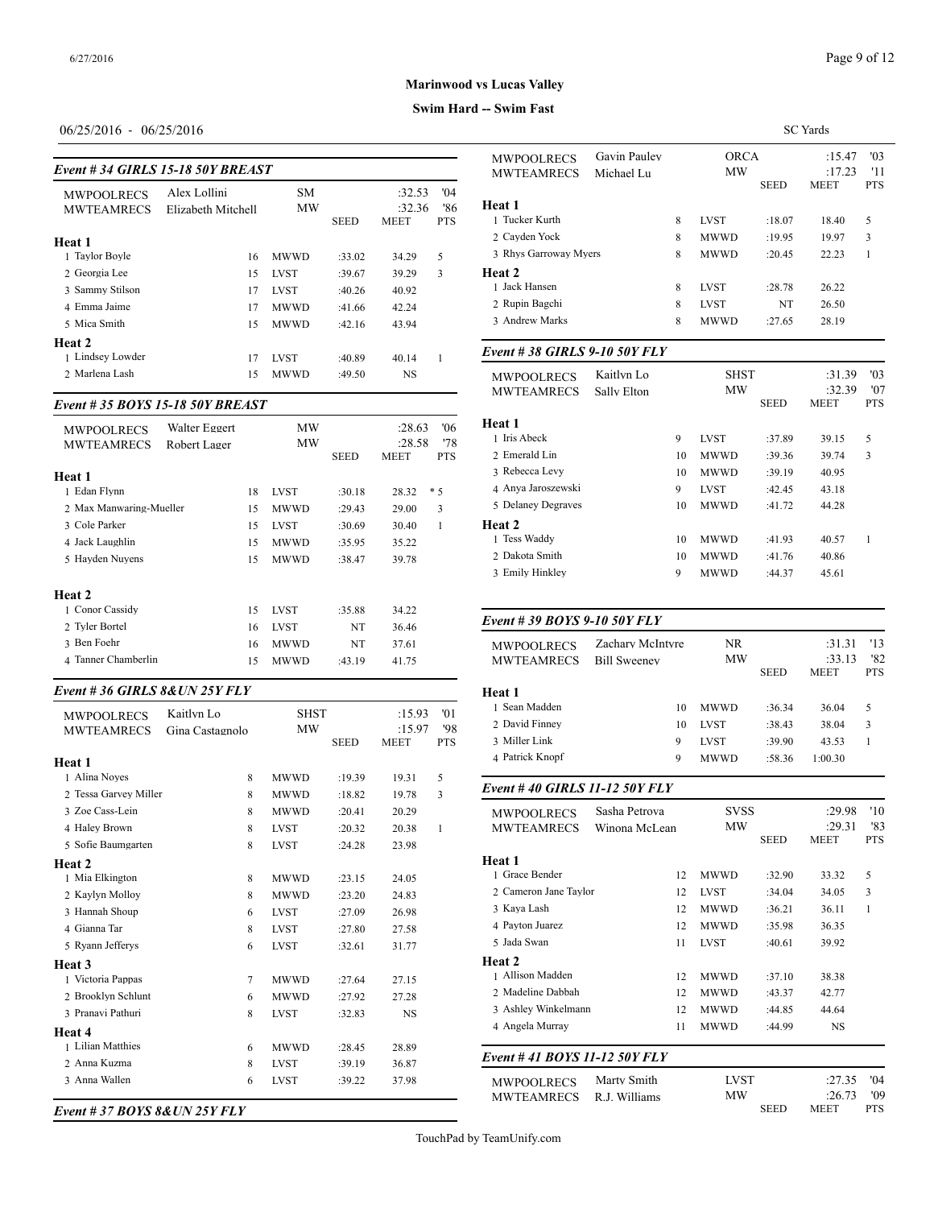**Marinwood vs Lucas Valley**

**Swim Hard -- Swim Fast**

06/25/2016 - 06/25/2016

SC Yards

### *Event # 34 GIRLS 15-18 50Y BREAST*

| | | | | | |
|---|---|---|---|---|---|
| MWPOOLRECS | Alex Lollini | SM | | :32.53 | '04 |
| MWTEAMRECS | Elizabeth Mitchell | MW | SEED | :32.36 MEET | '86 PTS |

| | Name | Age | Team | Seed | Meet | Pts |
|---|---|---|---|---|---|---|
| **Heat 1** | | | | | | |
| 1 | Taylor Boyle | 16 | MWWD | :33.02 | 34.29 | 5 |
| 2 | Georgia Lee | 15 | LVST | :39.67 | 39.29 | 3 |
| 3 | Sammy Stilson | 17 | LVST | :40.26 | 40.92 | |
| 4 | Emma Jaime | 17 | MWWD | :41.66 | 42.24 | |
| 5 | Mica Smith | 15 | MWWD | :42.16 | 43.94 | |
| **Heat 2** | | | | | | |
| 1 | Lindsey Lowder | 17 | LVST | :40.89 | 40.14 | 1 |
| 2 | Marlena Lash | 15 | MWWD | :49.50 | NS | |

### *Event # 35 BOYS 15-18 50Y BREAST*

| | | | | | |
|---|---|---|---|---|---|
| MWPOOLRECS | Walter Eggert | MW | | :28.63 | '06 |
| MWTEAMRECS | Robert Lager | MW | SEED | :28.58 MEET | '78 PTS |

| | Name | Age | Team | Seed | Meet | Pts |
|---|---|---|---|---|---|---|
| **Heat 1** | | | | | | |
| 1 | Edan Flynn | 18 | LVST | :30.18 | 28.32 | * 5 |
| 2 | Max Manwaring-Mueller | 15 | MWWD | :29.43 | 29.00 | 3 |
| 3 | Cole Parker | 15 | LVST | :30.69 | 30.40 | 1 |
| 4 | Jack Laughlin | 15 | MWWD | :35.95 | 35.22 | |
| 5 | Hayden Nuyens | 15 | MWWD | :38.47 | 39.78 | |
| **Heat 2** | | | | | | |
| 1 | Conor Cassidy | 15 | LVST | :35.88 | 34.22 | |
| 2 | Tyler Bortel | 16 | LVST | NT | 36.46 | |
| 3 | Ben Foehr | 16 | MWWD | NT | 37.61 | |
| 4 | Tanner Chamberlin | 15 | MWWD | :43.19 | 41.75 | |

### *Event # 36 GIRLS 8&UN 25Y FLY*

| | | | | | |
|---|---|---|---|---|---|
| MWPOOLRECS | Kaitlyn Lo | SHST | | :15.93 | '01 |
| MWTEAMRECS | Gina Castagnolo | MW | SEED | :15.97 MEET | '98 PTS |

| | Name | Age | Team | Seed | Meet | Pts |
|---|---|---|---|---|---|---|
| **Heat 1** | | | | | | |
| 1 | Alina Noyes | 8 | MWWD | :19.39 | 19.31 | 5 |
| 2 | Tessa Garvey Miller | 8 | MWWD | :18.82 | 19.78 | 3 |
| 3 | Zoe Cass-Lein | 8 | MWWD | :20.41 | 20.29 | |
| 4 | Haley Brown | 8 | LVST | :20.32 | 20.38 | 1 |
| 5 | Sofie Baumgarten | 8 | LVST | :24.28 | 23.98 | |
| **Heat 2** | | | | | | |
| 1 | Mia Elkington | 8 | MWWD | :23.15 | 24.05 | |
| 2 | Kaylyn Molloy | 8 | MWWD | :23.20 | 24.83 | |
| 3 | Hannah Shoup | 6 | LVST | :27.09 | 26.98 | |
| 4 | Gianna Tar | 8 | LVST | :27.80 | 27.58 | |
| 5 | Ryann Jefferys | 6 | LVST | :32.61 | 31.77 | |
| **Heat 3** | | | | | | |
| 1 | Victoria Pappas | 7 | MWWD | :27.64 | 27.15 | |
| 2 | Brooklyn Schlunt | 6 | MWWD | :27.92 | 27.28 | |
| 3 | Pranavi Pathuri | 8 | LVST | :32.83 | NS | |
| **Heat 4** | | | | | | |
| 1 | Lilian Matthies | 6 | MWWD | :28.45 | 28.89 | |
| 2 | Anna Kuzma | 8 | LVST | :39.19 | 36.87 | |
| 3 | Anna Wallen | 6 | LVST | :39.22 | 37.98 | |

### *Event # 37 BOYS 8&UN 25Y FLY*

| | | | | | |
|---|---|---|---|---|---|
| MWPOOLRECS | Gavin Pauley | ORCA | | :15.47 | '03 |
| MWTEAMRECS | Michael Lu | MW | SEED | :17.23 MEET | '11 PTS |

| | Name | Age | Team | Seed | Meet | Pts |
|---|---|---|---|---|---|---|
| **Heat 1** | | | | | | |
| 1 | Tucker Kurth | 8 | LVST | :18.07 | 18.40 | 5 |
| 2 | Cayden Yock | 8 | MWWD | :19.95 | 19.97 | 3 |
| 3 | Rhys Garroway Myers | 8 | MWWD | :20.45 | 22.23 | 1 |
| **Heat 2** | | | | | | |
| 1 | Jack Hansen | 8 | LVST | :28.78 | 26.22 | |
| 2 | Rupin Bagchi | 8 | LVST | NT | 26.50 | |
| 3 | Andrew Marks | 8 | MWWD | :27.65 | 28.19 | |

### *Event # 38 GIRLS 9-10 50Y FLY*

| | | | | | |
|---|---|---|---|---|---|
| MWPOOLRECS | Kaitlyn Lo | SHST | | :31.39 | '03 |
| MWTEAMRECS | Sally Elton | MW | SEED | :32.39 MEET | '07 PTS |

| | Name | Age | Team | Seed | Meet | Pts |
|---|---|---|---|---|---|---|
| **Heat 1** | | | | | | |
| 1 | Iris Abeck | 9 | LVST | :37.89 | 39.15 | 5 |
| 2 | Emerald Lin | 10 | MWWD | :39.36 | 39.74 | 3 |
| 3 | Rebecca Levy | 10 | MWWD | :39.19 | 40.95 | |
| 4 | Anya Jaroszewski | 9 | LVST | :42.45 | 43.18 | |
| 5 | Delaney Degraves | 10 | MWWD | :41.72 | 44.28 | |
| **Heat 2** | | | | | | |
| 1 | Tess Waddy | 10 | MWWD | :41.93 | 40.57 | 1 |
| 2 | Dakota Smith | 10 | MWWD | :41.76 | 40.86 | |
| 3 | Emily Hinkley | 9 | MWWD | :44.37 | 45.61 | |

### *Event # 39 BOYS 9-10 50Y FLY*

| | | | | | |
|---|---|---|---|---|---|
| MWPOOLRECS | Zachary McIntyre | NR | | :31.31 | '13 |
| MWTEAMRECS | Bill Sweeney | MW | SEED | :33.13 MEET | '82 PTS |

| | Name | Age | Team | Seed | Meet | Pts |
|---|---|---|---|---|---|---|
| **Heat 1** | | | | | | |
| 1 | Sean Madden | 10 | MWWD | :36.34 | 36.04 | 5 |
| 2 | David Finney | 10 | LVST | :38.43 | 38.04 | 3 |
| 3 | Miller Link | 9 | LVST | :39.90 | 43.53 | 1 |
| 4 | Patrick Knopf | 9 | MWWD | :58.36 | 1:00.30 | |

### *Event # 40 GIRLS 11-12 50Y FLY*

| | | | | | |
|---|---|---|---|---|---|
| MWPOOLRECS | Sasha Petrova | SVSS | | :29.98 | '10 |
| MWTEAMRECS | Winona McLean | MW | SEED | :29.31 MEET | '83 PTS |

| | Name | Age | Team | Seed | Meet | Pts |
|---|---|---|---|---|---|---|
| **Heat 1** | | | | | | |
| 1 | Grace Bender | 12 | MWWD | :32.90 | 33.32 | 5 |
| 2 | Cameron Jane Taylor | 12 | LVST | :34.04 | 34.05 | 3 |
| 3 | Kaya Lash | 12 | MWWD | :36.21 | 36.11 | 1 |
| 4 | Payton Juarez | 12 | MWWD | :35.98 | 36.35 | |
| 5 | Jada Swan | 11 | LVST | :40.61 | 39.92 | |
| **Heat 2** | | | | | | |
| 1 | Allison Madden | 12 | MWWD | :37.10 | 38.38 | |
| 2 | Madeline Dabbah | 12 | MWWD | :43.37 | 42.77 | |
| 3 | Ashley Winkelmann | 12 | MWWD | :44.85 | 44.64 | |
| 4 | Angela Murray | 11 | MWWD | :44.99 | NS | |

### *Event # 41 BOYS 11-12 50Y FLY*

| | | | | | |
|---|---|---|---|---|---|
| MWPOOLRECS | Marty Smith | LVST | | :27.35 | '04 |
| MWTEAMRECS | R.J. Williams | MW | SEED | :26.73 MEET | '09 PTS |

TouchPad by TeamUnify.com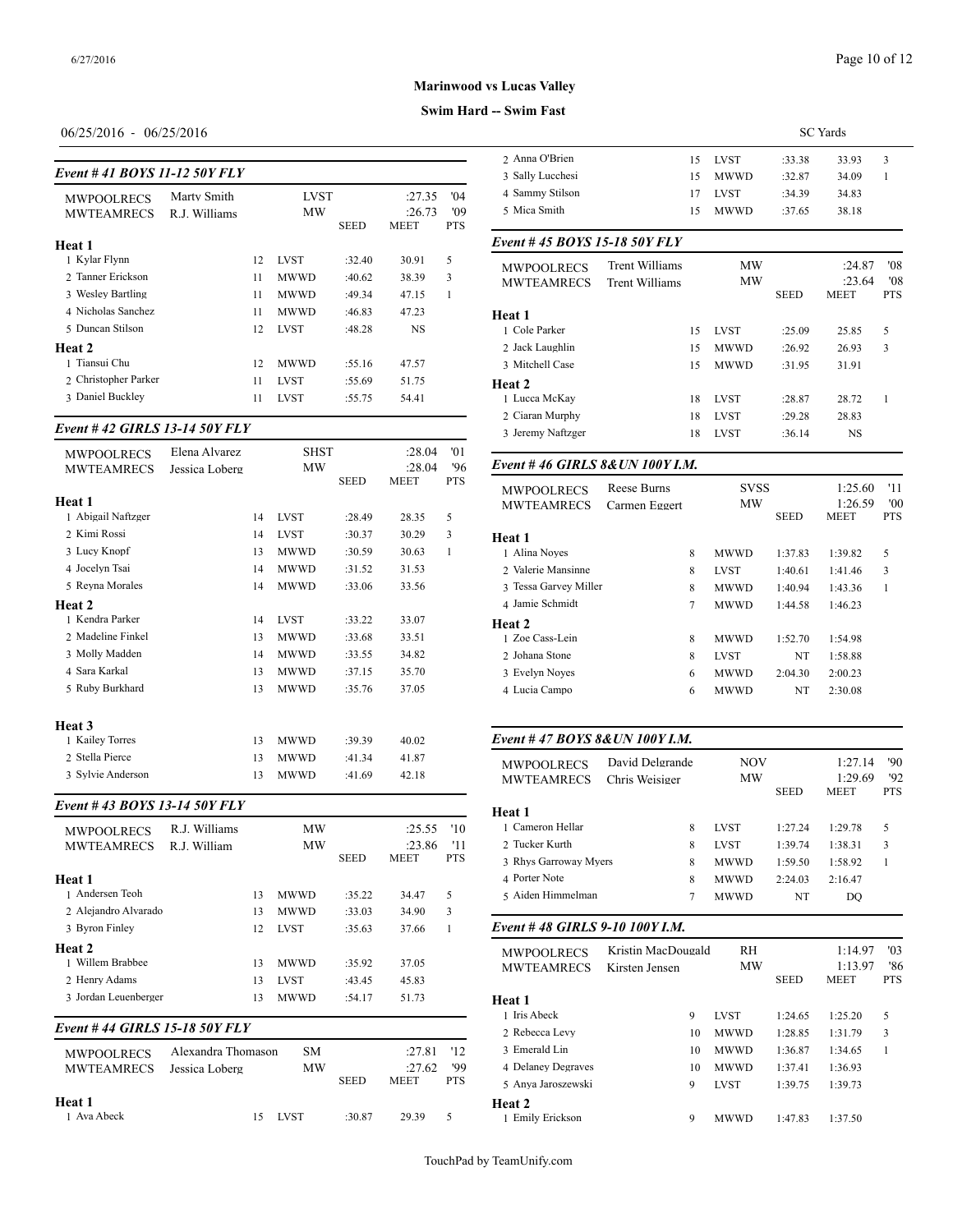**Marinwood vs Lucas Valley**

**Swim Hard -- Swim Fast**

06/25/2016 - 06/25/2016

SC Yards

### *Event # 41 BOYS 11-12 50Y FLY*

| | | | | | | |
|---|---|---|---|---|---|---|
| MWPOOLRECS | Marty Smith | | LVST | | :27.35 | '04 |
| MWTEAMRECS | R.J. Williams | | MW | | :26.73 | '09 |
| | | | | SEED | MEET | PTS |
| **Heat 1** | | | | | | |
| 1 Kylar Flynn | | 12 | LVST | :32.40 | 30.91 | 5 |
| 2 Tanner Erickson | | 11 | MWWD | :40.62 | 38.39 | 3 |
| 3 Wesley Bartling | | 11 | MWWD | :49.34 | 47.15 | 1 |
| 4 Nicholas Sanchez | | 11 | MWWD | :46.83 | 47.23 | |
| 5 Duncan Stilson | | 12 | LVST | :48.28 | NS | |
| **Heat 2** | | | | | | |
| 1 Tiansui Chu | | 12 | MWWD | :55.16 | 47.57 | |
| 2 Christopher Parker | | 11 | LVST | :55.69 | 51.75 | |
| 3 Daniel Buckley | | 11 | LVST | :55.75 | 54.41 | |

### *Event # 42 GIRLS 13-14 50Y FLY*

| | | | | | | |
|---|---|---|---|---|---|---|
| MWPOOLRECS | Elena Alvarez | | SHST | | :28.04 | '01 |
| MWTEAMRECS | Jessica Loberg | | MW | | :28.04 | '96 |
| | | | | SEED | MEET | PTS |
| **Heat 1** | | | | | | |
| 1 Abigail Naftzger | | 14 | LVST | :28.49 | 28.35 | 5 |
| 2 Kimi Rossi | | 14 | LVST | :30.37 | 30.29 | 3 |
| 3 Lucy Knopf | | 13 | MWWD | :30.59 | 30.63 | 1 |
| 4 Jocelyn Tsai | | 14 | MWWD | :31.52 | 31.53 | |
| 5 Reyna Morales | | 14 | MWWD | :33.06 | 33.56 | |
| **Heat 2** | | | | | | |
| 1 Kendra Parker | | 14 | LVST | :33.22 | 33.07 | |
| 2 Madeline Finkel | | 13 | MWWD | :33.68 | 33.51 | |
| 3 Molly Madden | | 14 | MWWD | :33.55 | 34.82 | |
| 4 Sara Karkal | | 13 | MWWD | :37.15 | 35.70 | |
| 5 Ruby Burkhard | | 13 | MWWD | :35.76 | 37.05 | |
| **Heat 3** | | | | | | |
| 1 Kailey Torres | | 13 | MWWD | :39.39 | 40.02 | |
| 2 Stella Pierce | | 13 | MWWD | :41.34 | 41.87 | |
| 3 Sylvie Anderson | | 13 | MWWD | :41.69 | 42.18 | |

### *Event # 43 BOYS 13-14 50Y FLY*

| | | | | | | |
|---|---|---|---|---|---|---|
| MWPOOLRECS | R.J. Williams | | MW | | :25.55 | '10 |
| MWTEAMRECS | R.J. William | | MW | | :23.86 | '11 |
| | | | | SEED | MEET | PTS |
| **Heat 1** | | | | | | |
| 1 Andersen Teoh | | 13 | MWWD | :35.22 | 34.47 | 5 |
| 2 Alejandro Alvarado | | 13 | MWWD | :33.03 | 34.90 | 3 |
| 3 Byron Finley | | 12 | LVST | :35.63 | 37.66 | 1 |
| **Heat 2** | | | | | | |
| 1 Willem Brabbee | | 13 | MWWD | :35.92 | 37.05 | |
| 2 Henry Adams | | 13 | LVST | :43.45 | 45.83 | |
| 3 Jordan Leuenberger | | 13 | MWWD | :54.17 | 51.73 | |

### *Event # 44 GIRLS 15-18 50Y FLY*

| | | | | | | |
|---|---|---|---|---|---|---|
| MWPOOLRECS | Alexandra Thomason | | SM | | :27.81 | '12 |
| MWTEAMRECS | Jessica Loberg | | MW | | :27.62 | '99 |
| | | | | SEED | MEET | PTS |
| **Heat 1** | | | | | | |
| 1 Ava Abeck | | 15 | LVST | :30.87 | 29.39 | 5 |
| 2 Anna O'Brien | | 15 | LVST | :33.38 | 33.93 | 3 |
| 3 Sally Lucchesi | | 15 | MWWD | :32.87 | 34.09 | 1 |
| 4 Sammy Stilson | | 17 | LVST | :34.39 | 34.83 | |
| 5 Mica Smith | | 15 | MWWD | :37.65 | 38.18 | |

### *Event # 45 BOYS 15-18 50Y FLY*

| | | | | | | |
|---|---|---|---|---|---|---|
| MWPOOLRECS | Trent Williams | | MW | | :24.87 | '08 |
| MWTEAMRECS | Trent Williams | | MW | | :23.64 | '08 |
| | | | | SEED | MEET | PTS |
| **Heat 1** | | | | | | |
| 1 Cole Parker | | 15 | LVST | :25.09 | 25.85 | 5 |
| 2 Jack Laughlin | | 15 | MWWD | :26.92 | 26.93 | 3 |
| 3 Mitchell Case | | 15 | MWWD | :31.95 | 31.91 | |
| **Heat 2** | | | | | | |
| 1 Lucca McKay | | 18 | LVST | :28.87 | 28.72 | 1 |
| 2 Ciaran Murphy | | 18 | LVST | :29.28 | 28.83 | |
| 3 Jeremy Naftzger | | 18 | LVST | :36.14 | NS | |

### *Event # 46 GIRLS 8&UN 100Y I.M.*

| | | | | | | |
|---|---|---|---|---|---|---|
| MWPOOLRECS | Reese Burns | | SVSS | | 1:25.60 | '11 |
| MWTEAMRECS | Carmen Eggert | | MW | | 1:26.59 | '00 |
| | | | | SEED | MEET | PTS |
| **Heat 1** | | | | | | |
| 1 Alina Noyes | | 8 | MWWD | 1:37.83 | 1:39.82 | 5 |
| 2 Valerie Mansinne | | 8 | LVST | 1:40.61 | 1:41.46 | 3 |
| 3 Tessa Garvey Miller | | 8 | MWWD | 1:40.94 | 1:43.36 | 1 |
| 4 Jamie Schmidt | | 7 | MWWD | 1:44.58 | 1:46.23 | |
| **Heat 2** | | | | | | |
| 1 Zoe Cass-Lein | | 8 | MWWD | 1:52.70 | 1:54.98 | |
| 2 Johana Stone | | 8 | LVST | NT | 1:58.88 | |
| 3 Evelyn Noyes | | 6 | MWWD | 2:04.30 | 2:00.23 | |
| 4 Lucia Campo | | 6 | MWWD | NT | 2:30.08 | |

### *Event # 47 BOYS 8&UN 100Y I.M.*

| | | | | | | |
|---|---|---|---|---|---|---|
| MWPOOLRECS | David Delgrande | | NOV | | 1:27.14 | '90 |
| MWTEAMRECS | Chris Weisiger | | MW | | 1:29.69 | '92 |
| | | | | SEED | MEET | PTS |
| **Heat 1** | | | | | | |
| 1 Cameron Hellar | | 8 | LVST | 1:27.24 | 1:29.78 | 5 |
| 2 Tucker Kurth | | 8 | LVST | 1:39.74 | 1:38.31 | 3 |
| 3 Rhys Garroway Myers | | 8 | MWWD | 1:59.50 | 1:58.92 | 1 |
| 4 Porter Note | | 8 | MWWD | 2:24.03 | 2:16.47 | |
| 5 Aiden Himmelman | | 7 | MWWD | NT | DQ | |

### *Event # 48 GIRLS 9-10 100Y I.M.*

| | | | | | | |
|---|---|---|---|---|---|---|
| MWPOOLRECS | Kristin MacDougald | | RH | | 1:14.97 | '03 |
| MWTEAMRECS | Kirsten Jensen | | MW | | 1:13.97 | '86 |
| | | | | SEED | MEET | PTS |
| **Heat 1** | | | | | | |
| 1 Iris Abeck | | 9 | LVST | 1:24.65 | 1:25.20 | 5 |
| 2 Rebecca Levy | | 10 | MWWD | 1:28.85 | 1:31.79 | 3 |
| 3 Emerald Lin | | 10 | MWWD | 1:36.87 | 1:34.65 | 1 |
| 4 Delaney Degraves | | 10 | MWWD | 1:37.41 | 1:36.93 | |
| 5 Anya Jaroszewski | | 9 | LVST | 1:39.75 | 1:39.73 | |
| **Heat 2** | | | | | | |
| 1 Emily Erickson | | 9 | MWWD | 1:47.83 | 1:37.50 | |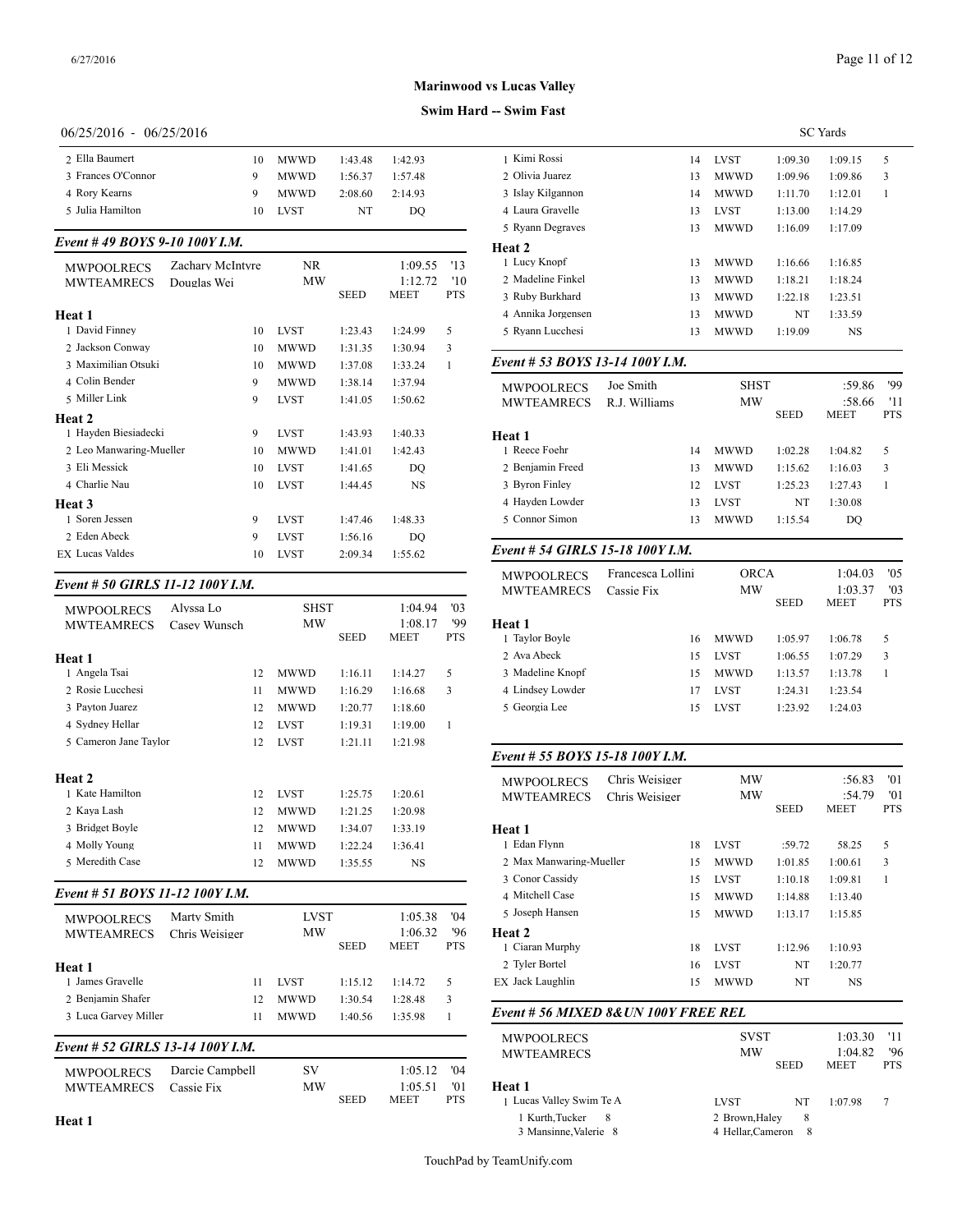**Marinwood vs Lucas Valley**

**Swim Hard -- Swim Fast**

06/25/2016 - 06/25/2016 — SC Yards

| | Age | Team | Seed | Meet | Pts |
|---|---|---|---|---|---|
| 2 Ella Baumert | 10 | MWWD | 1:43.48 | 1:42.93 | |
| 3 Frances O'Connor | 9 | MWWD | 1:56.37 | 1:57.48 | |
| 4 Rory Kearns | 9 | MWWD | 2:08.60 | 2:14.93 | |
| 5 Julia Hamilton | 10 | LVST | NT | DQ | |

### Event # 49 BOYS 9-10 100Y I.M.

| | | | | Seed | Meet | Pts |
|---|---|---|---|---|---|---|
| MWPOOLRECS | Zachary McIntyre | | NR | | 1:09.55 | '13 |
| MWTEAMRECS | Douglas Wei | | MW | | 1:12.72 | '10 |
| **Heat 1** | | | | | | |
| 1 David Finney | | 10 | LVST | 1:23.43 | 1:24.99 | 5 |
| 2 Jackson Conway | | 10 | MWWD | 1:31.35 | 1:30.94 | 3 |
| 3 Maximilian Otsuki | | 10 | MWWD | 1:37.08 | 1:33.24 | 1 |
| 4 Colin Bender | | 9 | MWWD | 1:38.14 | 1:37.94 | |
| 5 Miller Link | | 9 | LVST | 1:41.05 | 1:50.62 | |
| **Heat 2** | | | | | | |
| 1 Hayden Biesiadecki | | 9 | LVST | 1:43.93 | 1:40.33 | |
| 2 Leo Manwaring-Mueller | | 10 | MWWD | 1:41.01 | 1:42.43 | |
| 3 Eli Messick | | 10 | LVST | 1:41.65 | DQ | |
| 4 Charlie Nau | | 10 | LVST | 1:44.45 | NS | |
| **Heat 3** | | | | | | |
| 1 Soren Jessen | | 9 | LVST | 1:47.46 | 1:48.33 | |
| 2 Eden Abeck | | 9 | LVST | 1:56.16 | DQ | |
| EX Lucas Valdes | | 10 | LVST | 2:09.34 | 1:55.62 | |

### Event # 50 GIRLS 11-12 100Y I.M.

| | | | | Seed | Meet | Pts |
|---|---|---|---|---|---|---|
| MWPOOLRECS | Alyssa Lo | | SHST | | 1:04.94 | '03 |
| MWTEAMRECS | Casey Wunsch | | MW | | 1:08.17 | '99 |
| **Heat 1** | | | | | | |
| 1 Angela Tsai | | 12 | MWWD | 1:16.11 | 1:14.27 | 5 |
| 2 Rosie Lucchesi | | 11 | MWWD | 1:16.29 | 1:16.68 | 3 |
| 3 Payton Juarez | | 12 | MWWD | 1:20.77 | 1:18.60 | |
| 4 Sydney Hellar | | 12 | LVST | 1:19.31 | 1:19.00 | 1 |
| 5 Cameron Jane Taylor | | 12 | LVST | 1:21.11 | 1:21.98 | |
| **Heat 2** | | | | | | |
| 1 Kate Hamilton | | 12 | LVST | 1:25.75 | 1:20.61 | |
| 2 Kaya Lash | | 12 | MWWD | 1:21.25 | 1:20.98 | |
| 3 Bridget Boyle | | 12 | MWWD | 1:34.07 | 1:33.19 | |
| 4 Molly Young | | 11 | MWWD | 1:22.24 | 1:36.41 | |
| 5 Meredith Case | | 12 | MWWD | 1:35.55 | NS | |

### Event # 51 BOYS 11-12 100Y I.M.

| | | | | Seed | Meet | Pts |
|---|---|---|---|---|---|---|
| MWPOOLRECS | Marty Smith | | LVST | | 1:05.38 | '04 |
| MWTEAMRECS | Chris Weisiger | | MW | | 1:06.32 | '96 |
| **Heat 1** | | | | | | |
| 1 James Gravelle | | 11 | LVST | 1:15.12 | 1:14.72 | 5 |
| 2 Benjamin Shafer | | 12 | MWWD | 1:30.54 | 1:28.48 | 3 |
| 3 Luca Garvey Miller | | 11 | MWWD | 1:40.56 | 1:35.98 | 1 |

### Event # 52 GIRLS 13-14 100Y I.M.

| | | | | Seed | Meet | Pts |
|---|---|---|---|---|---|---|
| MWPOOLRECS | Darcie Campbell | | SV | | 1:05.12 | '04 |
| MWTEAMRECS | Cassie Fix | | MW | | 1:05.51 | '01 |
| **Heat 1** | | | | | | |
| 1 Kimi Rossi | | 14 | LVST | 1:09.30 | 1:09.15 | 5 |
| 2 Olivia Juarez | | 13 | MWWD | 1:09.96 | 1:09.86 | 3 |
| 3 Islay Kilgannon | | 14 | MWWD | 1:11.70 | 1:12.01 | 1 |
| 4 Laura Gravelle | | 13 | LVST | 1:13.00 | 1:14.29 | |
| 5 Ryann Degraves | | 13 | MWWD | 1:16.09 | 1:17.09 | |
| **Heat 2** | | | | | | |
| 1 Lucy Knopf | | 13 | MWWD | 1:16.66 | 1:16.85 | |
| 2 Madeline Finkel | | 13 | MWWD | 1:18.21 | 1:18.24 | |
| 3 Ruby Burkhard | | 13 | MWWD | 1:22.18 | 1:23.51 | |
| 4 Annika Jorgensen | | 13 | MWWD | NT | 1:33.59 | |
| 5 Ryann Lucchesi | | 13 | MWWD | 1:19.09 | NS | |

### Event # 53 BOYS 13-14 100Y I.M.

| | | | | Seed | Meet | Pts |
|---|---|---|---|---|---|---|
| MWPOOLRECS | Joe Smith | | SHST | | :59.86 | '99 |
| MWTEAMRECS | R.J. Williams | | MW | | :58.66 | '11 |
| **Heat 1** | | | | | | |
| 1 Reece Foehr | | 14 | MWWD | 1:02.28 | 1:04.82 | 5 |
| 2 Benjamin Freed | | 13 | MWWD | 1:15.62 | 1:16.03 | 3 |
| 3 Byron Finley | | 12 | LVST | 1:25.23 | 1:27.43 | 1 |
| 4 Hayden Lowder | | 13 | LVST | NT | 1:30.08 | |
| 5 Connor Simon | | 13 | MWWD | 1:15.54 | DQ | |

### Event # 54 GIRLS 15-18 100Y I.M.

| | | | | Seed | Meet | Pts |
|---|---|---|---|---|---|---|
| MWPOOLRECS | Francesca Lollini | | ORCA | | 1:04.03 | '05 |
| MWTEAMRECS | Cassie Fix | | MW | | 1:03.37 | '03 |
| **Heat 1** | | | | | | |
| 1 Taylor Boyle | | 16 | MWWD | 1:05.97 | 1:06.78 | 5 |
| 2 Ava Abeck | | 15 | LVST | 1:06.55 | 1:07.29 | 3 |
| 3 Madeline Knopf | | 15 | MWWD | 1:13.57 | 1:13.78 | 1 |
| 4 Lindsey Lowder | | 17 | LVST | 1:24.31 | 1:23.54 | |
| 5 Georgia Lee | | 15 | LVST | 1:23.92 | 1:24.03 | |

### Event # 55 BOYS 15-18 100Y I.M.

| | | | | Seed | Meet | Pts |
|---|---|---|---|---|---|---|
| MWPOOLRECS | Chris Weisiger | | MW | | :56.83 | '01 |
| MWTEAMRECS | Chris Weisiger | | MW | | :54.79 | '01 |
| **Heat 1** | | | | | | |
| 1 Edan Flynn | | 18 | LVST | :59.72 | 58.25 | 5 |
| 2 Max Manwaring-Mueller | | 15 | MWWD | 1:01.85 | 1:00.61 | 3 |
| 3 Conor Cassidy | | 15 | LVST | 1:10.18 | 1:09.81 | 1 |
| 4 Mitchell Case | | 15 | MWWD | 1:14.88 | 1:13.40 | |
| 5 Joseph Hansen | | 15 | MWWD | 1:13.17 | 1:15.85 | |
| **Heat 2** | | | | | | |
| 1 Ciaran Murphy | | 18 | LVST | 1:12.96 | 1:10.93 | |
| 2 Tyler Bortel | | 16 | LVST | NT | 1:20.77 | |
| EX Jack Laughlin | | 15 | MWWD | NT | NS | |

### Event # 56 MIXED 8&UN 100Y FREE REL

| | | Seed | Meet | Pts |
|---|---|---|---|---|
| MWPOOLRECS | SVST | | 1:03.30 | '11 |
| MWTEAMRECS | MW | | 1:04.82 | '96 |
| **Heat 1** | | | | |
| 1 Lucas Valley Swim Te A | LVST | NT | 1:07.98 | 7 |

1 Kurth,Tucker 8 — 2 Brown,Haley 8
3 Mansinne,Valerie 8 — 4 Hellar,Cameron 8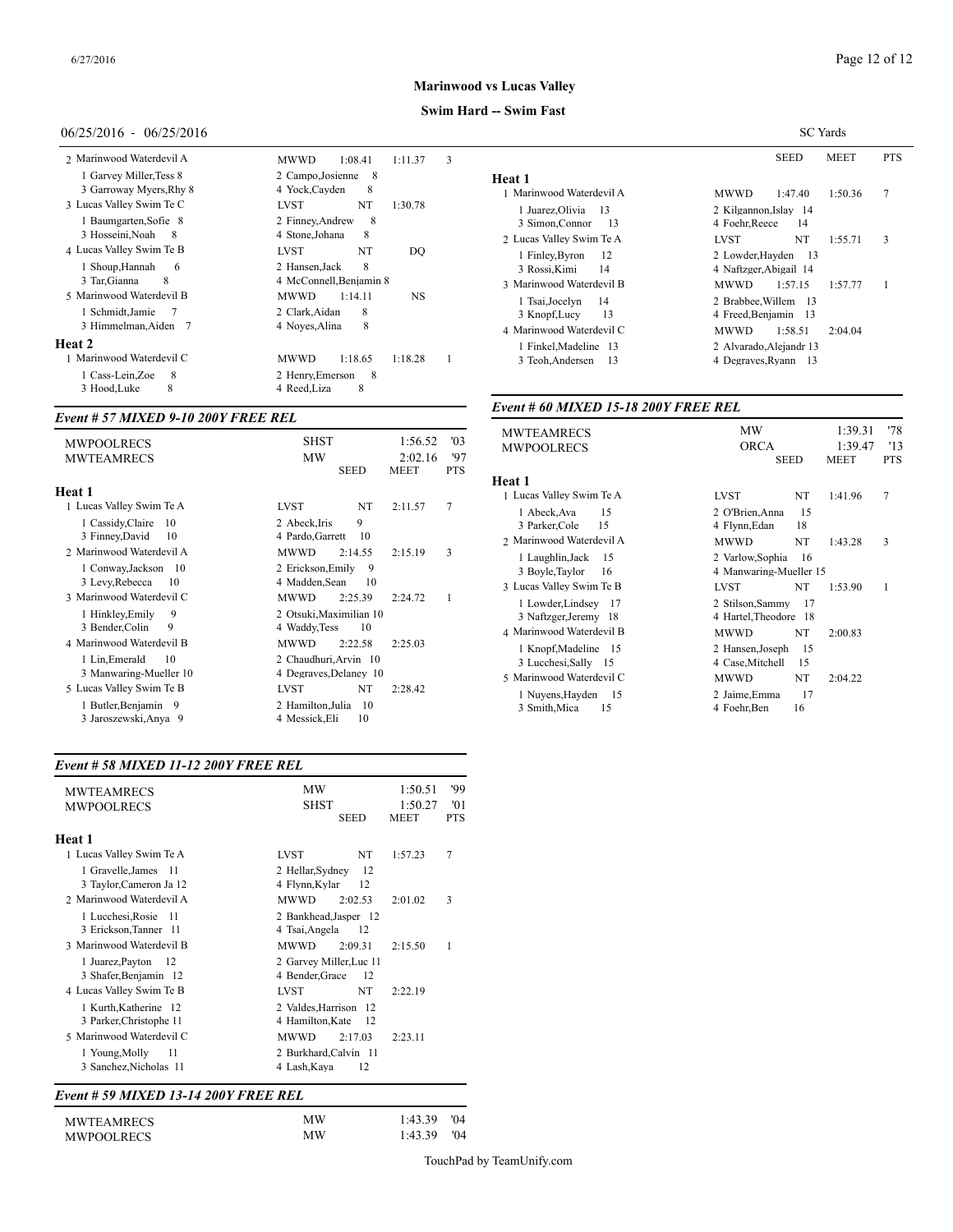**Marinwood vs Lucas Valley**

**Swim Hard -- Swim Fast**

06/25/2016 - 06/25/2016

SC Yards

| | | SEED | MEET | PTS |
|---|---|---|---|---|
| 2 Marinwood Waterdevil A | MWWD | 1:08.41 | 1:11.37 | 3 |
| 1 Garvey Miller,Tess 8 / 3 Garroway Myers,Rhy 8 | 2 Campo,Josienne 8 / 4 Yock,Cayden 8 | | | |
| 3 Lucas Valley Swim Te C | LVST | NT | 1:30.78 | |
| 1 Baumgarten,Sofie 8 / 3 Hosseini,Noah 8 | 2 Finney,Andrew 8 / 4 Stone,Johana 8 | | | |
| 4 Lucas Valley Swim Te B | LVST | NT | DQ | |
| 1 Shoup,Hannah 6 / 3 Tar,Gianna 8 | 2 Hansen,Jack 8 / 4 McConnell,Benjamin 8 | | | |
| 5 Marinwood Waterdevil B | MWWD | 1:14.11 | NS | |
| 1 Schmidt,Jamie 7 / 3 Himmelman,Aiden 7 | 2 Clark,Aidan 8 / 4 Noyes,Alina 8 | | | |
| **Heat 2** | | | | |
| 1 Marinwood Waterdevil C | MWWD | 1:18.65 | 1:18.28 | 1 |
| 1 Cass-Lein,Zoe 8 / 3 Hood,Luke 8 | 2 Henry,Emerson 8 / 4 Reed,Liza 8 | | | |

### *Event # 57 MIXED 9-10 200Y FREE REL*

| | | | | |
|---|---|---|---|---|
| MWPOOLRECS | SHST | | 1:56.52 | '03 |
| MWTEAMRECS | MW | | 2:02.16 | '97 |
| | | SEED | MEET | PTS |
| **Heat 1** | | | | |
| 1 Lucas Valley Swim Te A | LVST | NT | 2:11.57 | 7 |
| 1 Cassidy,Claire 10 / 3 Finney,David 10 | 2 Abeck,Iris 9 / 4 Pardo,Garrett 10 | | | |
| 2 Marinwood Waterdevil A | MWWD | 2:14.55 | 2:15.19 | 3 |
| 1 Conway,Jackson 10 / 3 Levy,Rebecca 10 | 2 Erickson,Emily 9 / 4 Madden,Sean 10 | | | |
| 3 Marinwood Waterdevil C | MWWD | 2:25.39 | 2:24.72 | 1 |
| 1 Hinkley,Emily 9 / 3 Bender,Colin 9 | 2 Otsuki,Maximilian 10 / 4 Waddy,Tess 10 | | | |
| 4 Marinwood Waterdevil B | MWWD | 2:22.58 | 2:25.03 | |
| 1 Lin,Emerald 10 / 3 Manwaring-Mueller 10 | 2 Chaudhuri,Arvin 10 / 4 Degraves,Delaney 10 | | | |
| 5 Lucas Valley Swim Te B | LVST | NT | 2:28.42 | |
| 1 Butler,Benjamin 9 / 3 Jaroszewski,Anya 9 | 2 Hamilton,Julia 10 / 4 Messick,Eli 10 | | | |

### *Event # 58 MIXED 11-12 200Y FREE REL*

| | | | | |
|---|---|---|---|---|
| MWTEAMRECS | MW | | 1:50.51 | '99 |
| MWPOOLRECS | SHST | | 1:50.27 | '01 |
| | | SEED | MEET | PTS |
| **Heat 1** | | | | |
| 1 Lucas Valley Swim Te A | LVST | NT | 1:57.23 | 7 |
| 1 Gravelle,James 11 / 3 Taylor,Cameron Ja 12 | 2 Hellar,Sydney 12 / 4 Flynn,Kylar 12 | | | |
| 2 Marinwood Waterdevil A | MWWD | 2:02.53 | 2:01.02 | 3 |
| 1 Lucchesi,Rosie 11 / 3 Erickson,Tanner 11 | 2 Bankhead,Jasper 12 / 4 Tsai,Angela 12 | | | |
| 3 Marinwood Waterdevil B | MWWD | 2:09.31 | 2:15.50 | 1 |
| 1 Juarez,Payton 12 / 3 Shafer,Benjamin 12 | 2 Garvey Miller,Luc 11 / 4 Bender,Grace 12 | | | |
| 4 Lucas Valley Swim Te B | LVST | NT | 2:22.19 | |
| 1 Kurth,Katherine 12 / 3 Parker,Christophe 11 | 2 Valdes,Harrison 12 / 4 Hamilton,Kate 12 | | | |
| 5 Marinwood Waterdevil C | MWWD | 2:17.03 | 2:23.11 | |
| 1 Young,Molly 11 / 3 Sanchez,Nicholas 11 | 2 Burkhard,Calvin 11 / 4 Lash,Kaya 12 | | | |

### *Event # 59 MIXED 13-14 200Y FREE REL*

| | | | | |
|---|---|---|---|---|
| MWTEAMRECS | MW | | 1:43.39 | '04 |
| MWPOOLRECS | MW | | 1:43.39 | '04 |
| | | SEED | MEET | PTS |
| **Heat 1** | | | | |
| 1 Marinwood Waterdevil A | MWWD | 1:47.40 | 1:50.36 | 7 |
| 1 Juarez,Olivia 13 / 3 Simon,Connor 13 | 2 Kilgannon,Islay 14 / 4 Foehr,Reece 14 | | | |
| 2 Lucas Valley Swim Te A | LVST | NT | 1:55.71 | 3 |
| 1 Finley,Byron 12 / 3 Rossi,Kimi 14 | 2 Lowder,Hayden 13 / 4 Naftzger,Abigail 14 | | | |
| 3 Marinwood Waterdevil B | MWWD | 1:57.15 | 1:57.77 | 1 |
| 1 Tsai,Jocelyn 14 / 3 Knopf,Lucy 13 | 2 Brabbee,Willem 13 / 4 Freed,Benjamin 13 | | | |
| 4 Marinwood Waterdevil C | MWWD | 1:58.51 | 2:04.04 | |
| 1 Finkel,Madeline 13 / 3 Teoh,Andersen 13 | 2 Alvarado,Alejandr 13 / 4 Degraves,Ryann 13 | | | |

### *Event # 60 MIXED 15-18 200Y FREE REL*

| | | | | |
|---|---|---|---|---|
| MWTEAMRECS | MW | | 1:39.31 | '78 |
| MWPOOLRECS | ORCA | | 1:39.47 | '13 |
| | | SEED | MEET | PTS |
| **Heat 1** | | | | |
| 1 Lucas Valley Swim Te A | LVST | NT | 1:41.96 | 7 |
| 1 Abeck,Ava 15 / 3 Parker,Cole 15 | 2 O'Brien,Anna 15 / 4 Flynn,Edan 18 | | | |
| 2 Marinwood Waterdevil A | MWWD | NT | 1:43.28 | 3 |
| 1 Laughlin,Jack 15 / 3 Boyle,Taylor 16 | 2 Varlow,Sophia 16 / 4 Manwaring-Mueller 15 | | | |
| 3 Lucas Valley Swim Te B | LVST | NT | 1:53.90 | 1 |
| 1 Lowder,Lindsey 17 / 3 Naftzger,Jeremy 18 | 2 Stilson,Sammy 17 / 4 Hartel,Theodore 18 | | | |
| 4 Marinwood Waterdevil B | MWWD | NT | 2:00.83 | |
| 1 Knopf,Madeline 15 / 3 Lucchesi,Sally 15 | 2 Hansen,Joseph 15 / 4 Case,Mitchell 15 | | | |
| 5 Marinwood Waterdevil C | MWWD | NT | 2:04.22 | |
| 1 Nuyens,Hayden 15 / 3 Smith,Mica 15 | 2 Jaime,Emma 17 / 4 Foehr,Ben 16 | | | |